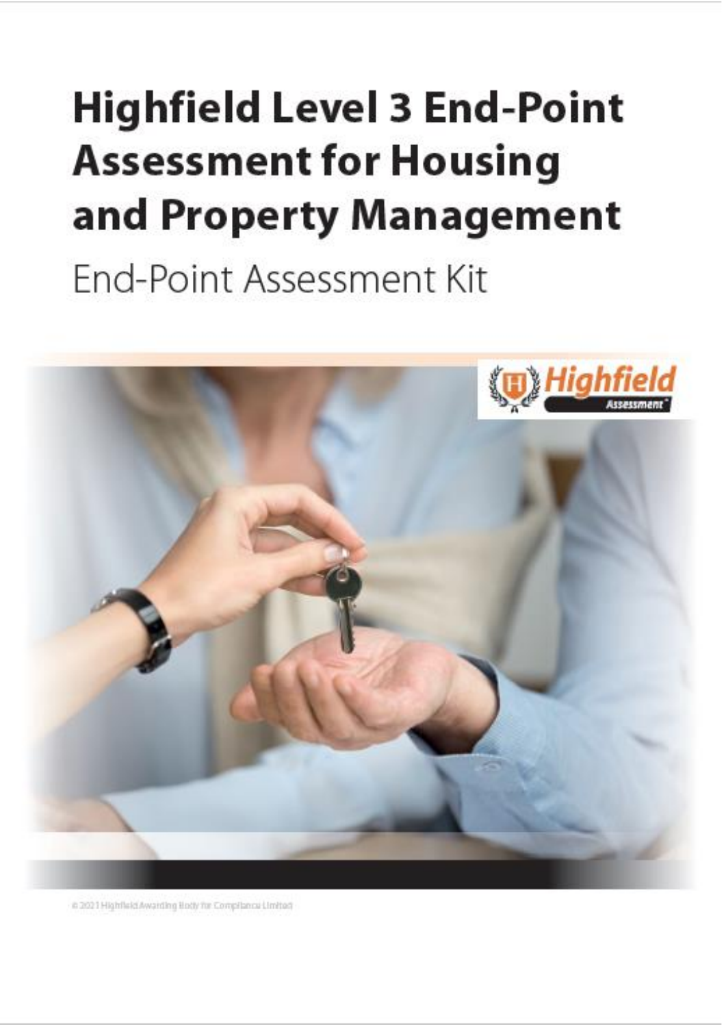# Highfield Level 3 End-Point Assessment for Housing and Property Management

End-Point Assessment Kit

© 2021 Highfield Awarding Body for Compliance Limited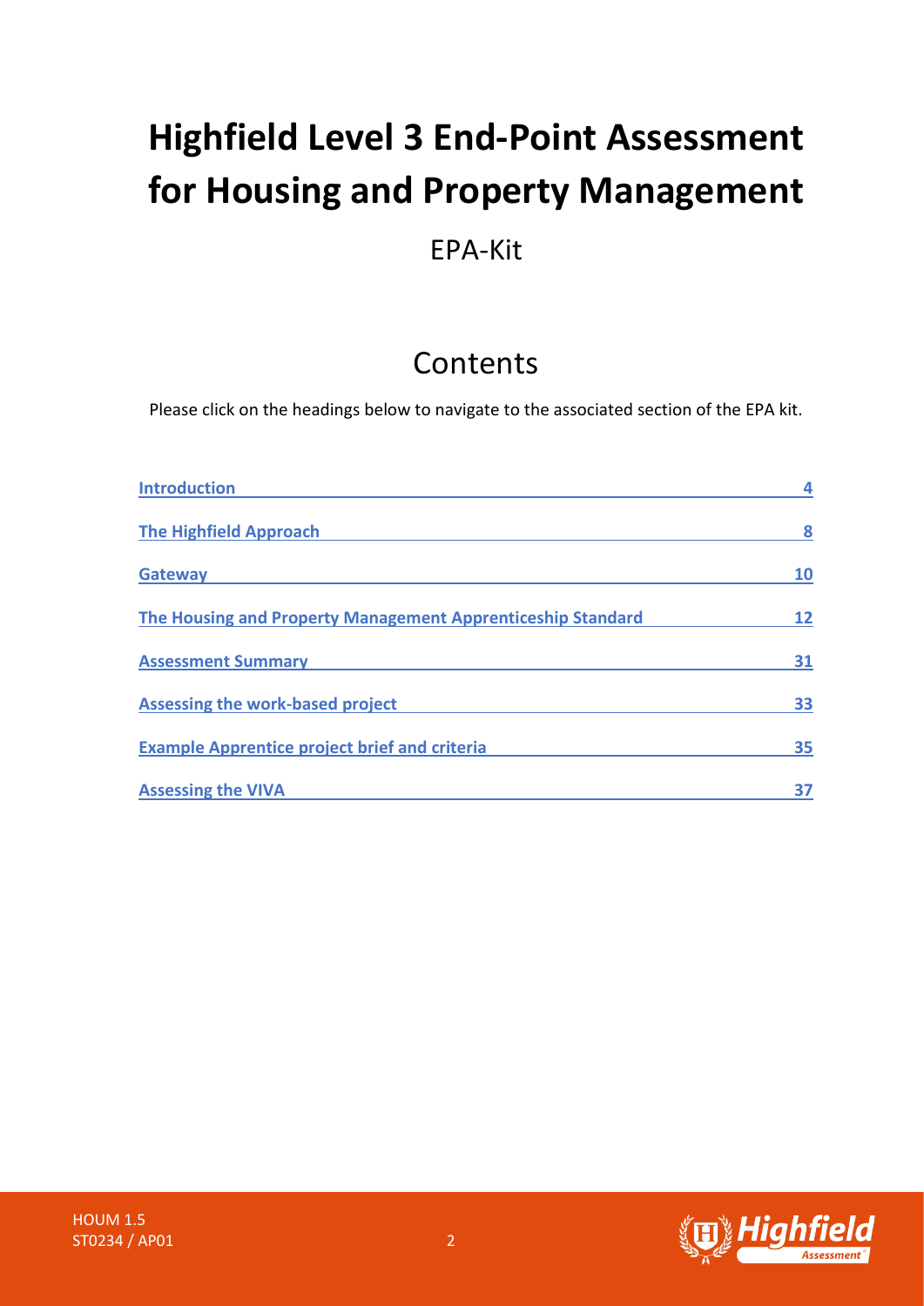# Highfield Level 3 End-Point Assessment for Housing and Property Management

EPA-Kit

## Contents

Please click on the headings below to navigate to the associated section of the EPA kit.

| Section | Page |
|---|---|
| Introduction | 4 |
| The Highfield Approach | 8 |
| Gateway | 10 |
| The Housing and Property Management Apprenticeship Standard | 12 |
| Assessment Summary | 31 |
| Assessing the work-based project | 33 |
| Example Apprentice project brief and criteria | 35 |
| Assessing the VIVA | 37 |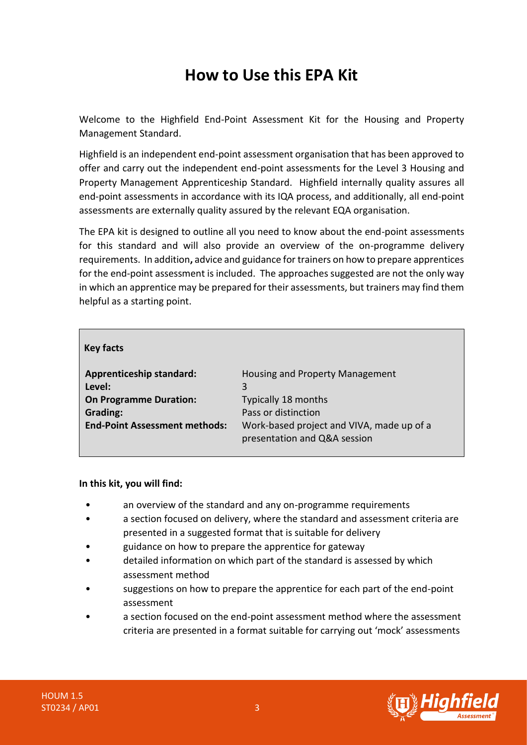# How to Use this EPA Kit

Welcome to the Highfield End-Point Assessment Kit for the Housing and Property Management Standard.

Highfield is an independent end-point assessment organisation that has been approved to offer and carry out the independent end-point assessments for the Level 3 Housing and Property Management Apprenticeship Standard. Highfield internally quality assures all end-point assessments in accordance with its IQA process, and additionally, all end-point assessments are externally quality assured by the relevant EQA organisation.

The EPA kit is designed to outline all you need to know about the end-point assessments for this standard and will also provide an overview of the on-programme delivery requirements. In addition**,** advice and guidance for trainers on how to prepare apprentices for the end-point assessment is included. The approaches suggested are not the only way in which an apprentice may be prepared for their assessments, but trainers may find them helpful as a starting point.

| **Key facts** | |
|---|---|
| **Apprenticeship standard:** | Housing and Property Management |
| **Level:** | 3 |
| **On Programme Duration:** | Typically 18 months |
| **Grading:** | Pass or distinction |
| **End-Point Assessment methods:** | Work-based project and VIVA, made up of a presentation and Q&A session |

**In this kit, you will find:**

- an overview of the standard and any on-programme requirements
- a section focused on delivery, where the standard and assessment criteria are presented in a suggested format that is suitable for delivery
- guidance on how to prepare the apprentice for gateway
- detailed information on which part of the standard is assessed by which assessment method
- suggestions on how to prepare the apprentice for each part of the end-point assessment
- a section focused on the end-point assessment method where the assessment criteria are presented in a format suitable for carrying out 'mock' assessments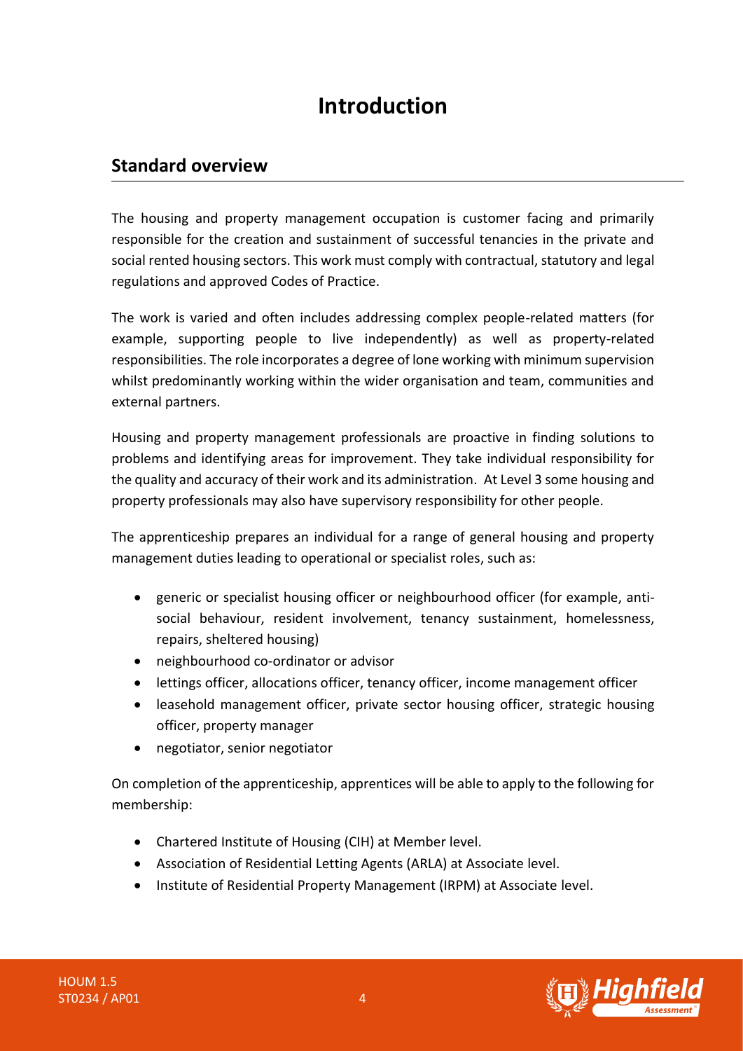# Introduction

## Standard overview

The housing and property management occupation is customer facing and primarily responsible for the creation and sustainment of successful tenancies in the private and social rented housing sectors. This work must comply with contractual, statutory and legal regulations and approved Codes of Practice.

The work is varied and often includes addressing complex people-related matters (for example, supporting people to live independently) as well as property-related responsibilities. The role incorporates a degree of lone working with minimum supervision whilst predominantly working within the wider organisation and team, communities and external partners.

Housing and property management professionals are proactive in finding solutions to problems and identifying areas for improvement. They take individual responsibility for the quality and accuracy of their work and its administration. At Level 3 some housing and property professionals may also have supervisory responsibility for other people.

The apprenticeship prepares an individual for a range of general housing and property management duties leading to operational or specialist roles, such as:

- generic or specialist housing officer or neighbourhood officer (for example, anti-social behaviour, resident involvement, tenancy sustainment, homelessness, repairs, sheltered housing)
- neighbourhood co-ordinator or advisor
- lettings officer, allocations officer, tenancy officer, income management officer
- leasehold management officer, private sector housing officer, strategic housing officer, property manager
- negotiator, senior negotiator

On completion of the apprenticeship, apprentices will be able to apply to the following for membership:

- Chartered Institute of Housing (CIH) at Member level.
- Association of Residential Letting Agents (ARLA) at Associate level.
- Institute of Residential Property Management (IRPM) at Associate level.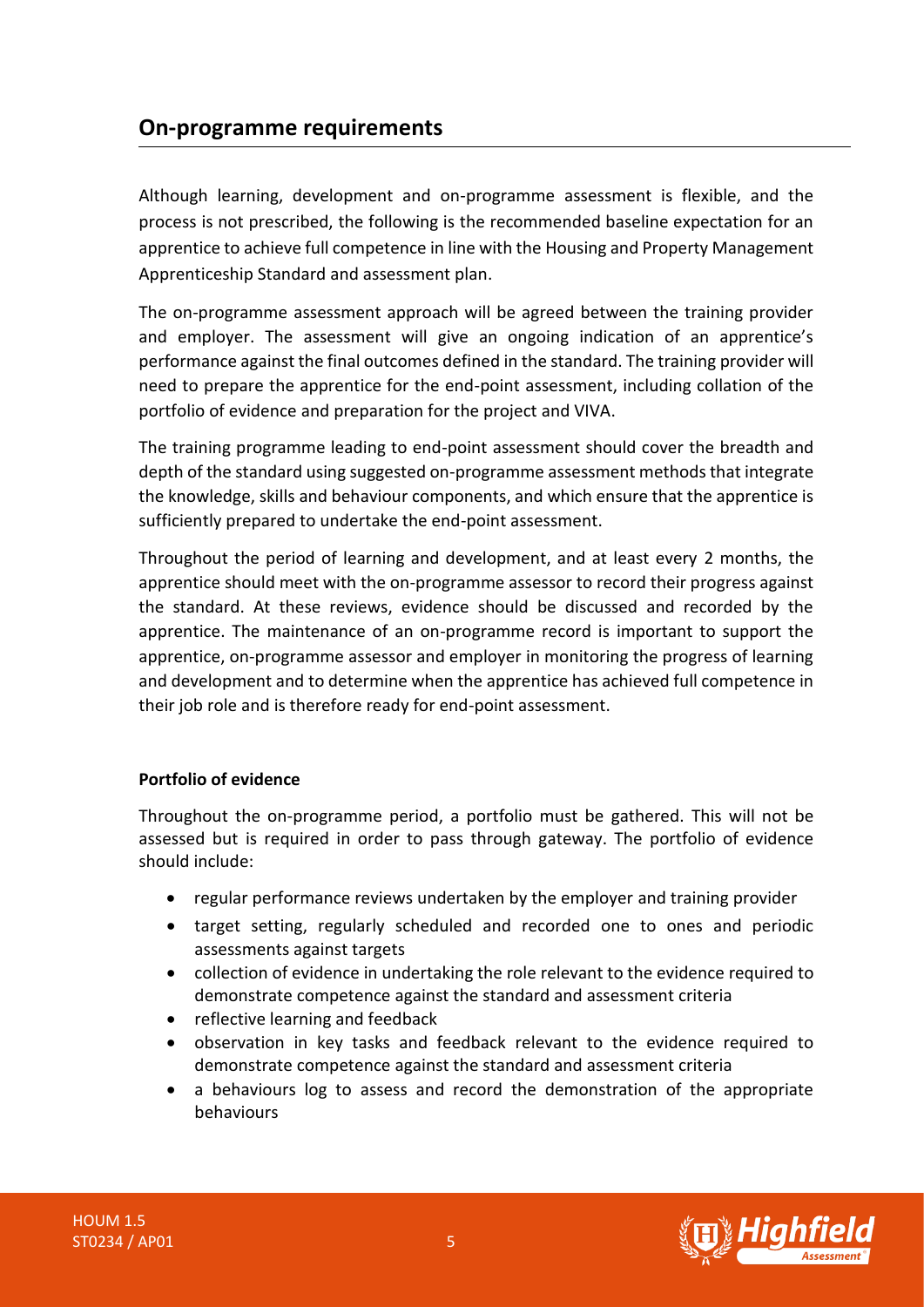## On-programme requirements

Although learning, development and on-programme assessment is flexible, and the process is not prescribed, the following is the recommended baseline expectation for an apprentice to achieve full competence in line with the Housing and Property Management Apprenticeship Standard and assessment plan.

The on-programme assessment approach will be agreed between the training provider and employer. The assessment will give an ongoing indication of an apprentice's performance against the final outcomes defined in the standard. The training provider will need to prepare the apprentice for the end-point assessment, including collation of the portfolio of evidence and preparation for the project and VIVA.

The training programme leading to end-point assessment should cover the breadth and depth of the standard using suggested on-programme assessment methods that integrate the knowledge, skills and behaviour components, and which ensure that the apprentice is sufficiently prepared to undertake the end-point assessment.

Throughout the period of learning and development, and at least every 2 months, the apprentice should meet with the on-programme assessor to record their progress against the standard. At these reviews, evidence should be discussed and recorded by the apprentice. The maintenance of an on-programme record is important to support the apprentice, on-programme assessor and employer in monitoring the progress of learning and development and to determine when the apprentice has achieved full competence in their job role and is therefore ready for end-point assessment.

**Portfolio of evidence**

Throughout the on-programme period, a portfolio must be gathered. This will not be assessed but is required in order to pass through gateway. The portfolio of evidence should include:

- regular performance reviews undertaken by the employer and training provider
- target setting, regularly scheduled and recorded one to ones and periodic assessments against targets
- collection of evidence in undertaking the role relevant to the evidence required to demonstrate competence against the standard and assessment criteria
- reflective learning and feedback
- observation in key tasks and feedback relevant to the evidence required to demonstrate competence against the standard and assessment criteria
- a behaviours log to assess and record the demonstration of the appropriate behaviours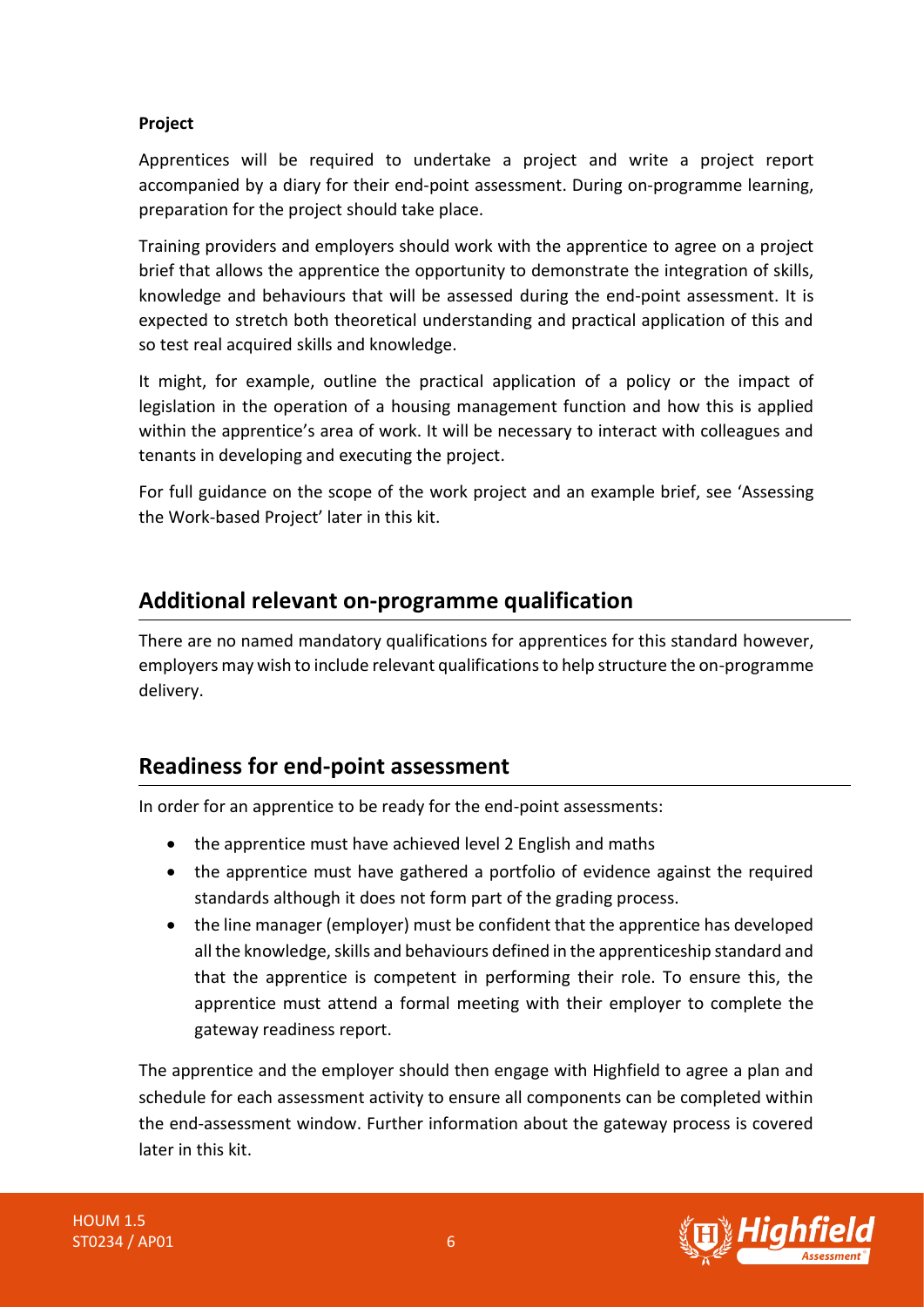**Project**

Apprentices will be required to undertake a project and write a project report accompanied by a diary for their end-point assessment. During on-programme learning, preparation for the project should take place.

Training providers and employers should work with the apprentice to agree on a project brief that allows the apprentice the opportunity to demonstrate the integration of skills, knowledge and behaviours that will be assessed during the end-point assessment. It is expected to stretch both theoretical understanding and practical application of this and so test real acquired skills and knowledge.

It might, for example, outline the practical application of a policy or the impact of legislation in the operation of a housing management function and how this is applied within the apprentice's area of work. It will be necessary to interact with colleagues and tenants in developing and executing the project.

For full guidance on the scope of the work project and an example brief, see 'Assessing the Work-based Project' later in this kit.

## Additional relevant on-programme qualification

There are no named mandatory qualifications for apprentices for this standard however, employers may wish to include relevant qualifications to help structure the on-programme delivery.

## Readiness for end-point assessment

In order for an apprentice to be ready for the end-point assessments:

- the apprentice must have achieved level 2 English and maths
- the apprentice must have gathered a portfolio of evidence against the required standards although it does not form part of the grading process.
- the line manager (employer) must be confident that the apprentice has developed all the knowledge, skills and behaviours defined in the apprenticeship standard and that the apprentice is competent in performing their role. To ensure this, the apprentice must attend a formal meeting with their employer to complete the gateway readiness report.

The apprentice and the employer should then engage with Highfield to agree a plan and schedule for each assessment activity to ensure all components can be completed within the end-assessment window. Further information about the gateway process is covered later in this kit.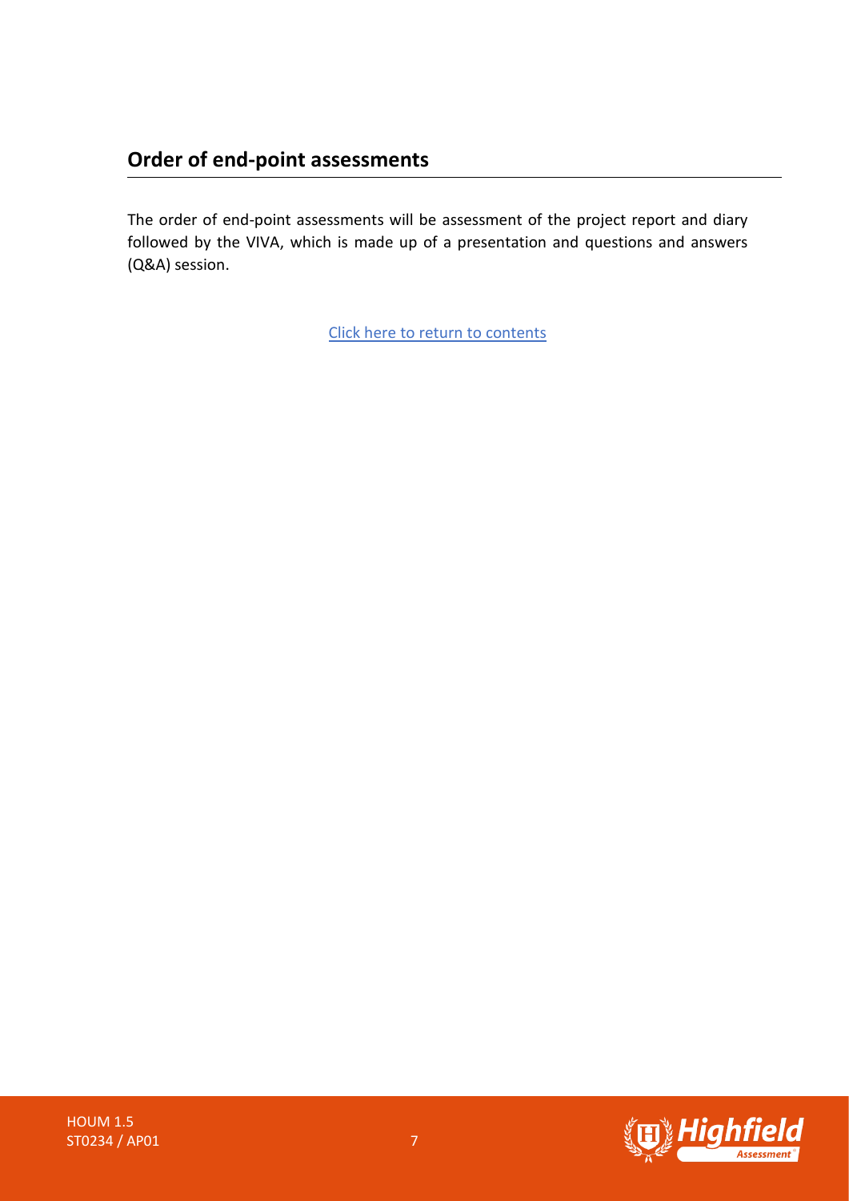## Order of end-point assessments

The order of end-point assessments will be assessment of the project report and diary followed by the VIVA, which is made up of a presentation and questions and answers (Q&A) session.

Click here to return to contents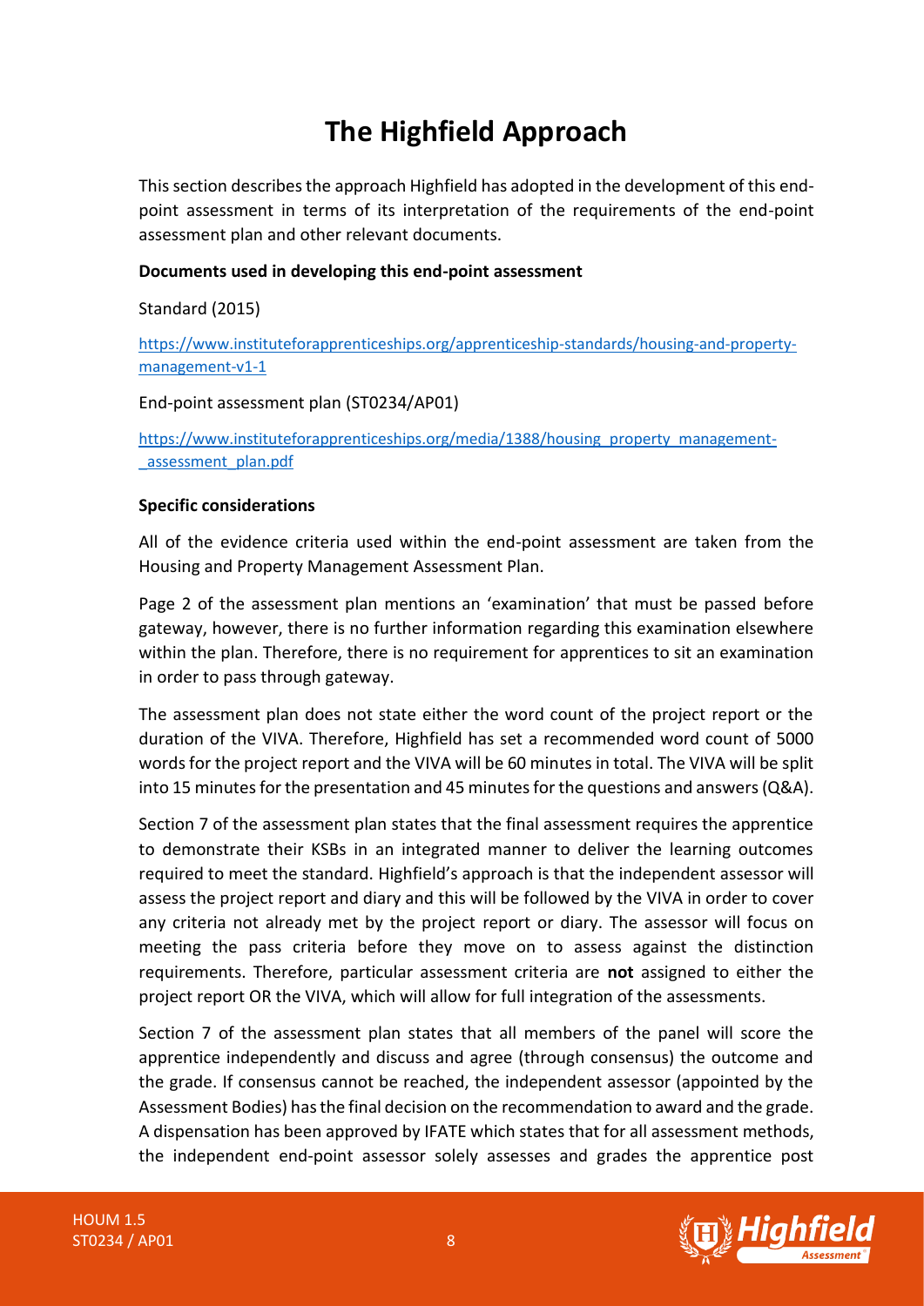# The Highfield Approach

This section describes the approach Highfield has adopted in the development of this end-point assessment in terms of its interpretation of the requirements of the end-point assessment plan and other relevant documents.

**Documents used in developing this end-point assessment**

Standard (2015)

https://www.instituteforapprenticeships.org/apprenticeship-standards/housing-and-property-management-v1-1

End-point assessment plan (ST0234/AP01)

https://www.instituteforapprenticeships.org/media/1388/housing_property_management-_assessment_plan.pdf

**Specific considerations**

All of the evidence criteria used within the end-point assessment are taken from the Housing and Property Management Assessment Plan.

Page 2 of the assessment plan mentions an 'examination' that must be passed before gateway, however, there is no further information regarding this examination elsewhere within the plan. Therefore, there is no requirement for apprentices to sit an examination in order to pass through gateway.

The assessment plan does not state either the word count of the project report or the duration of the VIVA. Therefore, Highfield has set a recommended word count of 5000 words for the project report and the VIVA will be 60 minutes in total. The VIVA will be split into 15 minutes for the presentation and 45 minutes for the questions and answers (Q&A).

Section 7 of the assessment plan states that the final assessment requires the apprentice to demonstrate their KSBs in an integrated manner to deliver the learning outcomes required to meet the standard. Highfield's approach is that the independent assessor will assess the project report and diary and this will be followed by the VIVA in order to cover any criteria not already met by the project report or diary. The assessor will focus on meeting the pass criteria before they move on to assess against the distinction requirements. Therefore, particular assessment criteria are **not** assigned to either the project report OR the VIVA, which will allow for full integration of the assessments.

Section 7 of the assessment plan states that all members of the panel will score the apprentice independently and discuss and agree (through consensus) the outcome and the grade. If consensus cannot be reached, the independent assessor (appointed by the Assessment Bodies) has the final decision on the recommendation to award and the grade. A dispensation has been approved by IFATE which states that for all assessment methods, the independent end-point assessor solely assesses and grades the apprentice post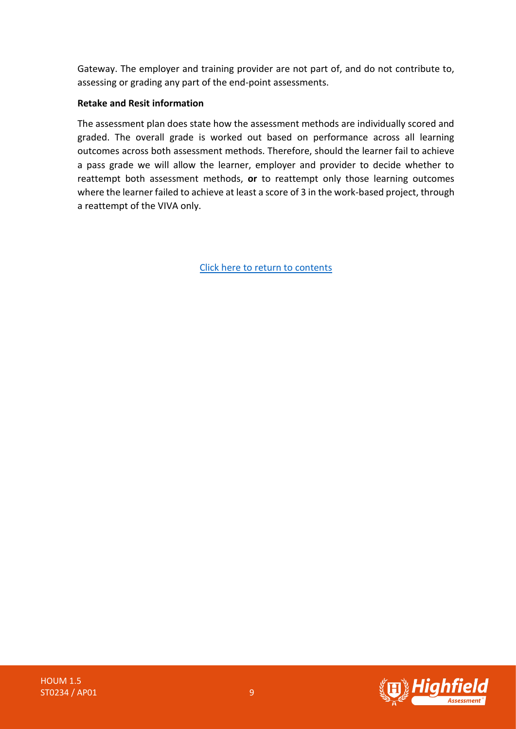Gateway. The employer and training provider are not part of, and do not contribute to, assessing or grading any part of the end-point assessments.

**Retake and Resit information**

The assessment plan does state how the assessment methods are individually scored and graded. The overall grade is worked out based on performance across all learning outcomes across both assessment methods. Therefore, should the learner fail to achieve a pass grade we will allow the learner, employer and provider to decide whether to reattempt both assessment methods, **or** to reattempt only those learning outcomes where the learner failed to achieve at least a score of 3 in the work-based project, through a reattempt of the VIVA only.

Click here to return to contents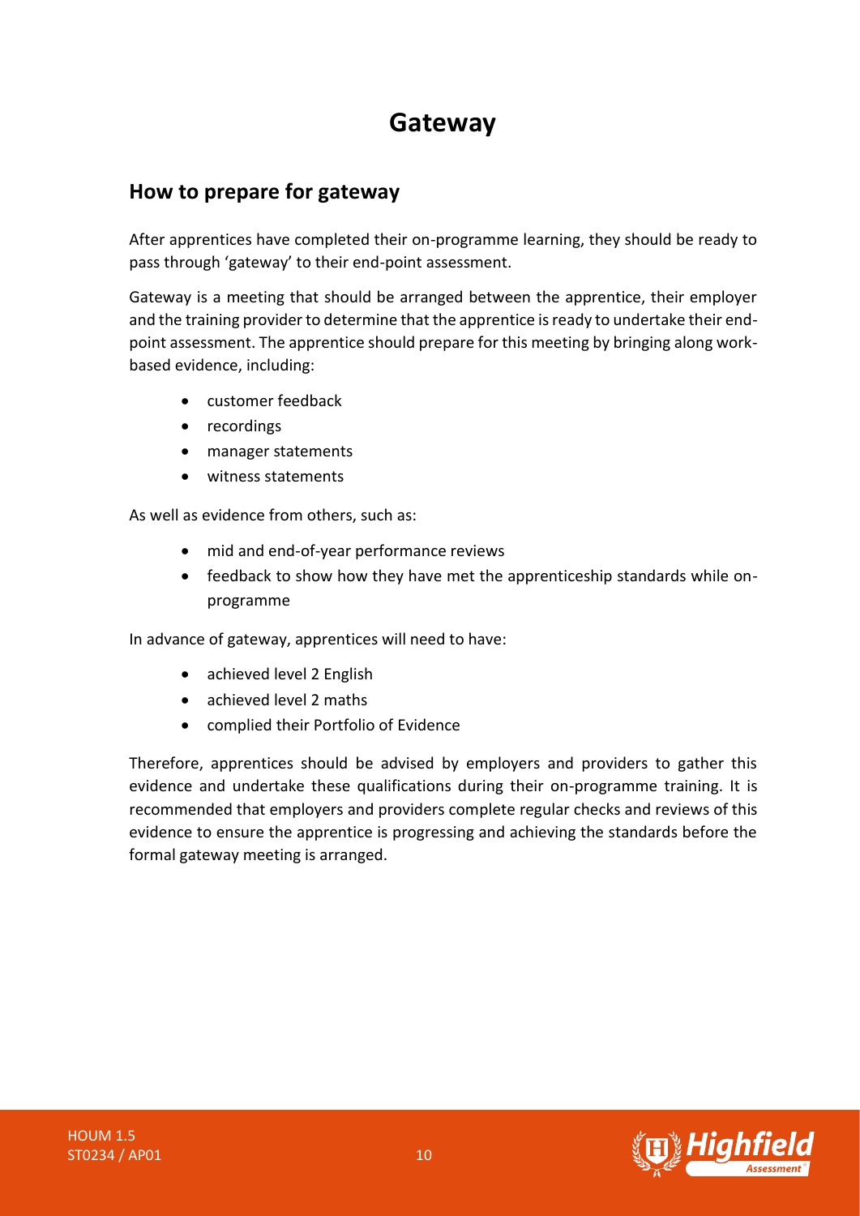# Gateway

## How to prepare for gateway

After apprentices have completed their on-programme learning, they should be ready to pass through 'gateway' to their end-point assessment.

Gateway is a meeting that should be arranged between the apprentice, their employer and the training provider to determine that the apprentice is ready to undertake their end-point assessment. The apprentice should prepare for this meeting by bringing along work-based evidence, including:

- customer feedback
- recordings
- manager statements
- witness statements

As well as evidence from others, such as:

- mid and end-of-year performance reviews
- feedback to show how they have met the apprenticeship standards while on-programme

In advance of gateway, apprentices will need to have:

- achieved level 2 English
- achieved level 2 maths
- complied their Portfolio of Evidence

Therefore, apprentices should be advised by employers and providers to gather this evidence and undertake these qualifications during their on-programme training. It is recommended that employers and providers complete regular checks and reviews of this evidence to ensure the apprentice is progressing and achieving the standards before the formal gateway meeting is arranged.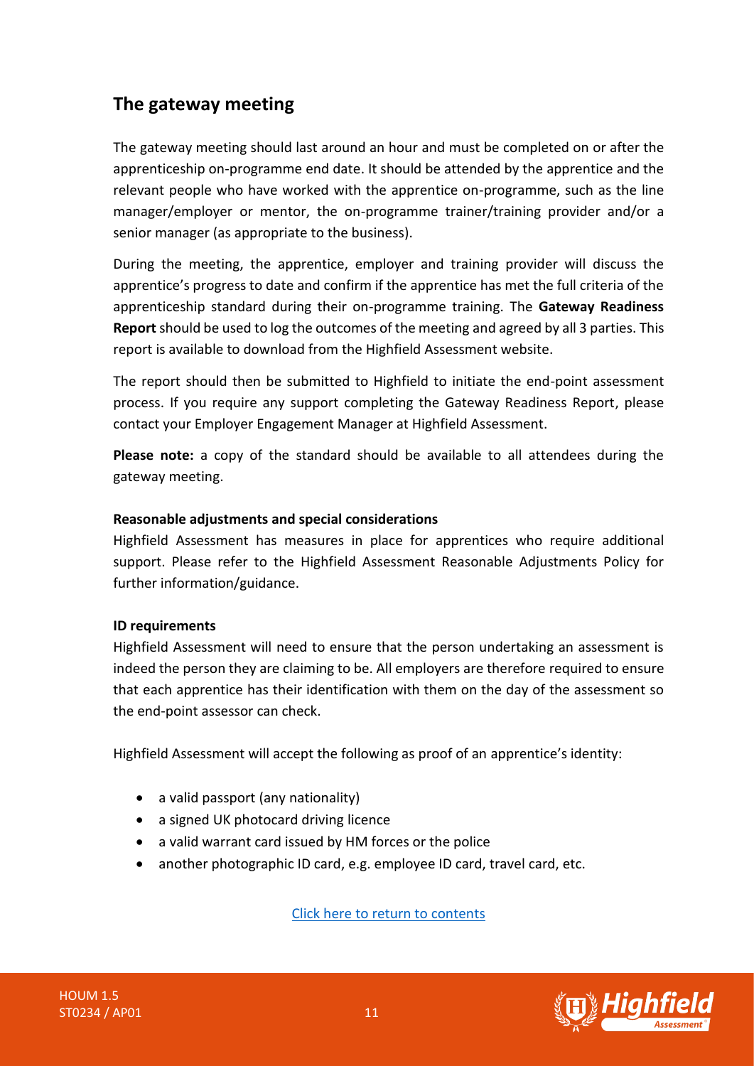## The gateway meeting

The gateway meeting should last around an hour and must be completed on or after the apprenticeship on-programme end date. It should be attended by the apprentice and the relevant people who have worked with the apprentice on-programme, such as the line manager/employer or mentor, the on-programme trainer/training provider and/or a senior manager (as appropriate to the business).

During the meeting, the apprentice, employer and training provider will discuss the apprentice's progress to date and confirm if the apprentice has met the full criteria of the apprenticeship standard during their on-programme training. The **Gateway Readiness Report** should be used to log the outcomes of the meeting and agreed by all 3 parties. This report is available to download from the Highfield Assessment website.

The report should then be submitted to Highfield to initiate the end-point assessment process. If you require any support completing the Gateway Readiness Report, please contact your Employer Engagement Manager at Highfield Assessment.

**Please note:** a copy of the standard should be available to all attendees during the gateway meeting.

**Reasonable adjustments and special considerations**

Highfield Assessment has measures in place for apprentices who require additional support. Please refer to the Highfield Assessment Reasonable Adjustments Policy for further information/guidance.

**ID requirements**

Highfield Assessment will need to ensure that the person undertaking an assessment is indeed the person they are claiming to be. All employers are therefore required to ensure that each apprentice has their identification with them on the day of the assessment so the end-point assessor can check.

Highfield Assessment will accept the following as proof of an apprentice's identity:

- a valid passport (any nationality)
- a signed UK photocard driving licence
- a valid warrant card issued by HM forces or the police
- another photographic ID card, e.g. employee ID card, travel card, etc.

Click here to return to contents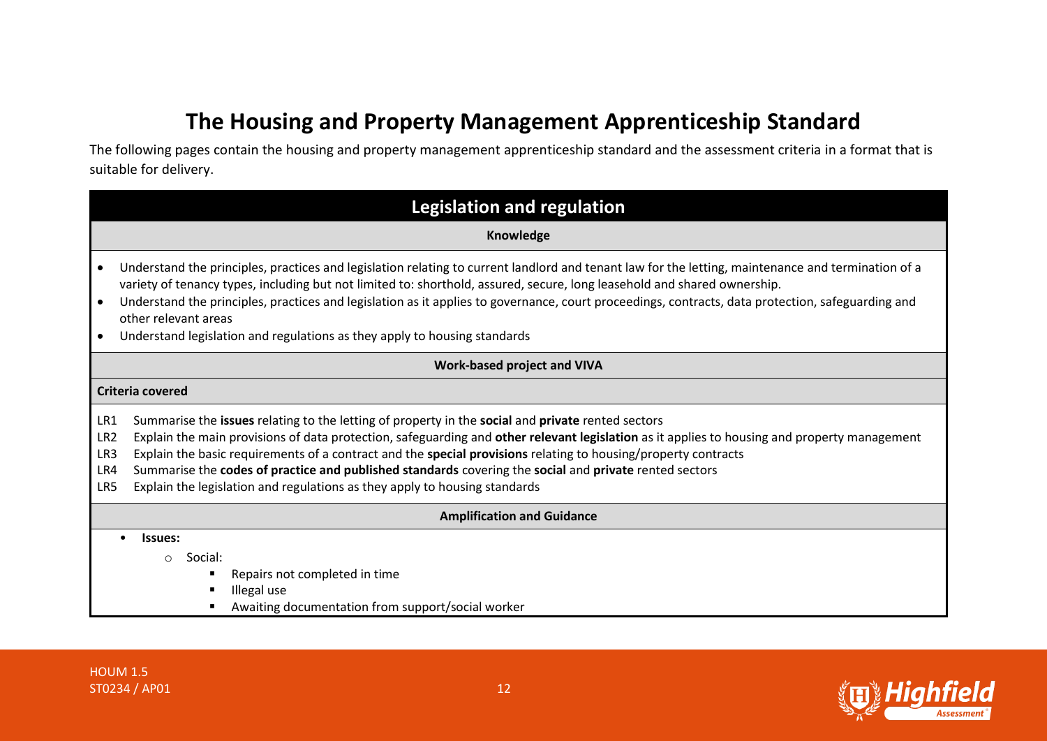# The Housing and Property Management Apprenticeship Standard

The following pages contain the housing and property management apprenticeship standard and the assessment criteria in a format that is suitable for delivery.

## Legislation and regulation

### Knowledge

- Understand the principles, practices and legislation relating to current landlord and tenant law for the letting, maintenance and termination of a variety of tenancy types, including but not limited to: shorthold, assured, secure, long leasehold and shared ownership.
- Understand the principles, practices and legislation as it applies to governance, court proceedings, contracts, data protection, safeguarding and other relevant areas
- Understand legislation and regulations as they apply to housing standards

### Work-based project and VIVA

**Criteria covered**

- LR1 Summarise the **issues** relating to the letting of property in the **social** and **private** rented sectors
- LR2 Explain the main provisions of data protection, safeguarding and **other relevant legislation** as it applies to housing and property management
- LR3 Explain the basic requirements of a contract and the **special provisions** relating to housing/property contracts
- LR4 Summarise the **codes of practice and published standards** covering the **social** and **private** rented sectors
- LR5 Explain the legislation and regulations as they apply to housing standards

### Amplification and Guidance

- **Issues:**
  - Social:
    - Repairs not completed in time
    - Illegal use
    - Awaiting documentation from support/social worker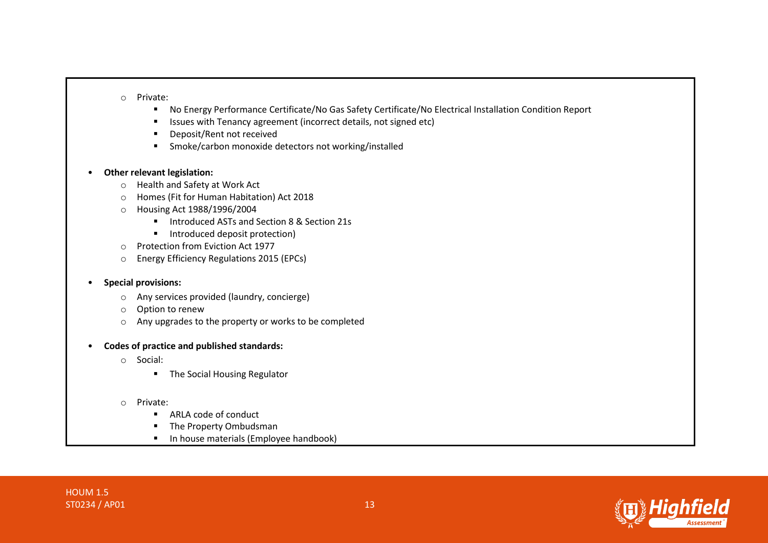- Private:
  - No Energy Performance Certificate/No Gas Safety Certificate/No Electrical Installation Condition Report
  - Issues with Tenancy agreement (incorrect details, not signed etc)
  - Deposit/Rent not received
  - Smoke/carbon monoxide detectors not working/installed

- **Other relevant legislation:**
  - Health and Safety at Work Act
  - Homes (Fit for Human Habitation) Act 2018
  - Housing Act 1988/1996/2004
    - Introduced ASTs and Section 8 & Section 21s
    - Introduced deposit protection)
  - Protection from Eviction Act 1977
  - Energy Efficiency Regulations 2015 (EPCs)

- **Special provisions:**
  - Any services provided (laundry, concierge)
  - Option to renew
  - Any upgrades to the property or works to be completed

- **Codes of practice and published standards:**
  - Social:
    - The Social Housing Regulator
  - Private:
    - ARLA code of conduct
    - The Property Ombudsman
    - In house materials (Employee handbook)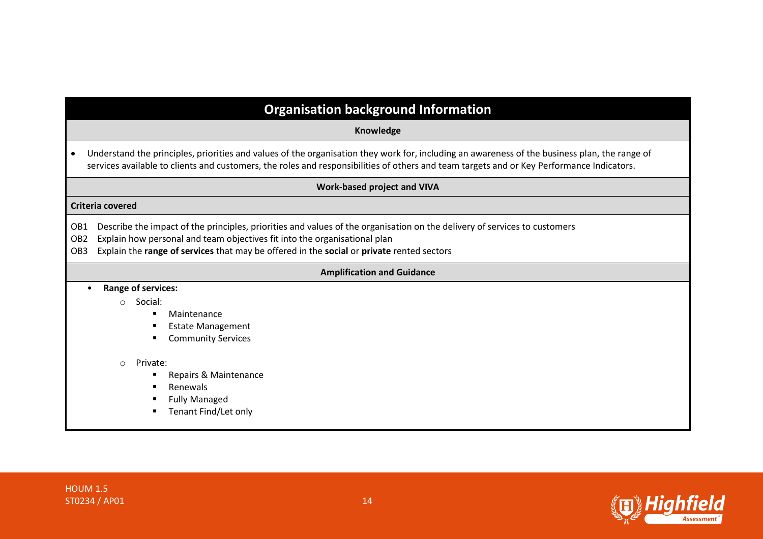## Organisation background Information

**Knowledge**

- Understand the principles, priorities and values of the organisation they work for, including an awareness of the business plan, the range of services available to clients and customers, the roles and responsibilities of others and team targets and or Key Performance Indicators.

**Work-based project and VIVA**

**Criteria covered**

OB1 Describe the impact of the principles, priorities and values of the organisation on the delivery of services to customers

OB2 Explain how personal and team objectives fit into the organisational plan

OB3 Explain the **range of services** that may be offered in the **social** or **private** rented sectors

**Amplification and Guidance**

- **Range of services:**
  - Social:
    - Maintenance
    - Estate Management
    - Community Services
  - Private:
    - Repairs & Maintenance
    - Renewals
    - Fully Managed
    - Tenant Find/Let only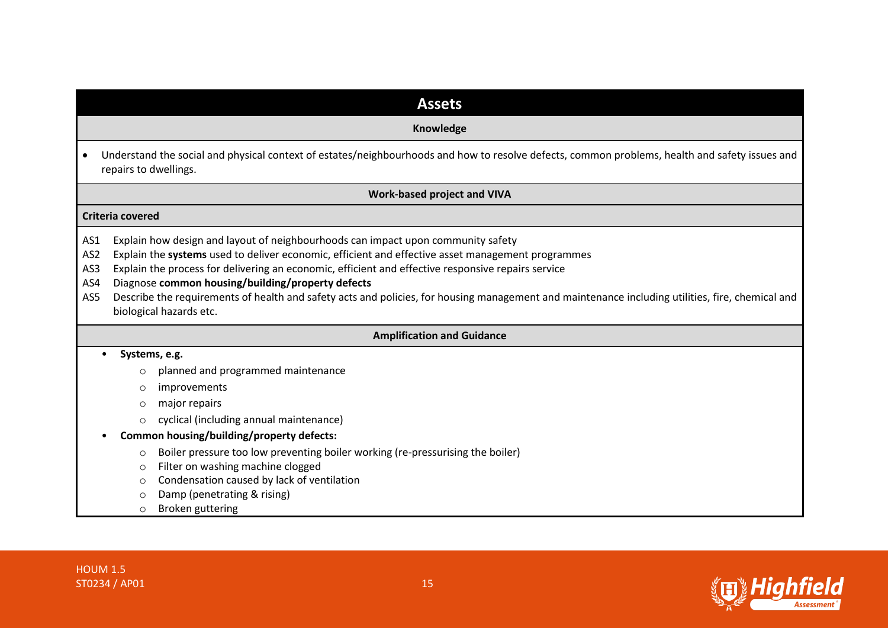## Assets

### Knowledge

- Understand the social and physical context of estates/neighbourhoods and how to resolve defects, common problems, health and safety issues and repairs to dwellings.

### Work-based project and VIVA

**Criteria covered**

AS1 Explain how design and layout of neighbourhoods can impact upon community safety

AS2 Explain the **systems** used to deliver economic, efficient and effective asset management programmes

AS3 Explain the process for delivering an economic, efficient and effective responsive repairs service

AS4 Diagnose **common housing/building/property defects**

AS5 Describe the requirements of health and safety acts and policies, for housing management and maintenance including utilities, fire, chemical and biological hazards etc.

### Amplification and Guidance

- **Systems, e.g.**
  - planned and programmed maintenance
  - improvements
  - major repairs
  - cyclical (including annual maintenance)
- **Common housing/building/property defects:**
  - Boiler pressure too low preventing boiler working (re-pressurising the boiler)
  - Filter on washing machine clogged
  - Condensation caused by lack of ventilation
  - Damp (penetrating & rising)
  - Broken guttering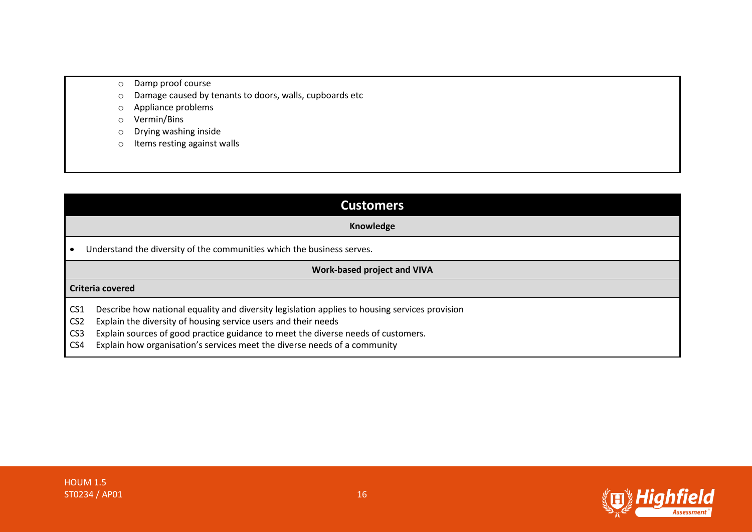- Damp proof course
- Damage caused by tenants to doors, walls, cupboards etc
- Appliance problems
- Vermin/Bins
- Drying washing inside
- Items resting against walls

## Customers

**Knowledge**

- Understand the diversity of the communities which the business serves.

**Work-based project and VIVA**

**Criteria covered**

CS1 Describe how national equality and diversity legislation applies to housing services provision
CS2 Explain the diversity of housing service users and their needs
CS3 Explain sources of good practice guidance to meet the diverse needs of customers.
CS4 Explain how organisation's services meet the diverse needs of a community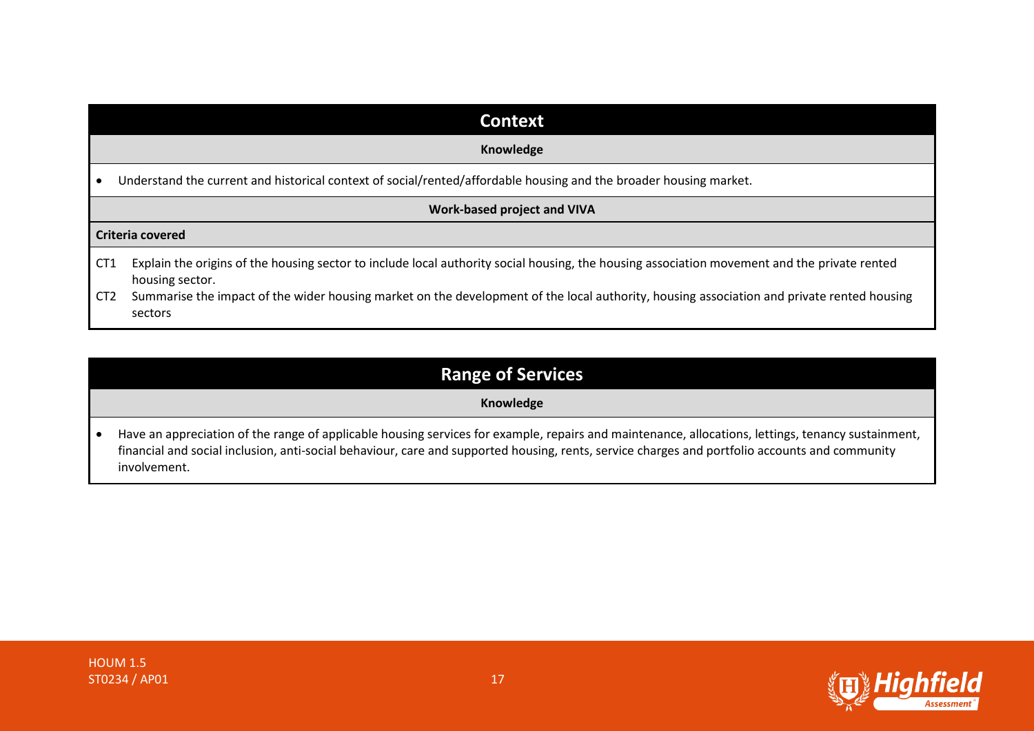## Context

**Knowledge**

- Understand the current and historical context of social/rented/affordable housing and the broader housing market.

**Work-based project and VIVA**

**Criteria covered**

CT1 Explain the origins of the housing sector to include local authority social housing, the housing association movement and the private rented housing sector.

CT2 Summarise the impact of the wider housing market on the development of the local authority, housing association and private rented housing sectors

## Range of Services

**Knowledge**

- Have an appreciation of the range of applicable housing services for example, repairs and maintenance, allocations, lettings, tenancy sustainment, financial and social inclusion, anti-social behaviour, care and supported housing, rents, service charges and portfolio accounts and community involvement.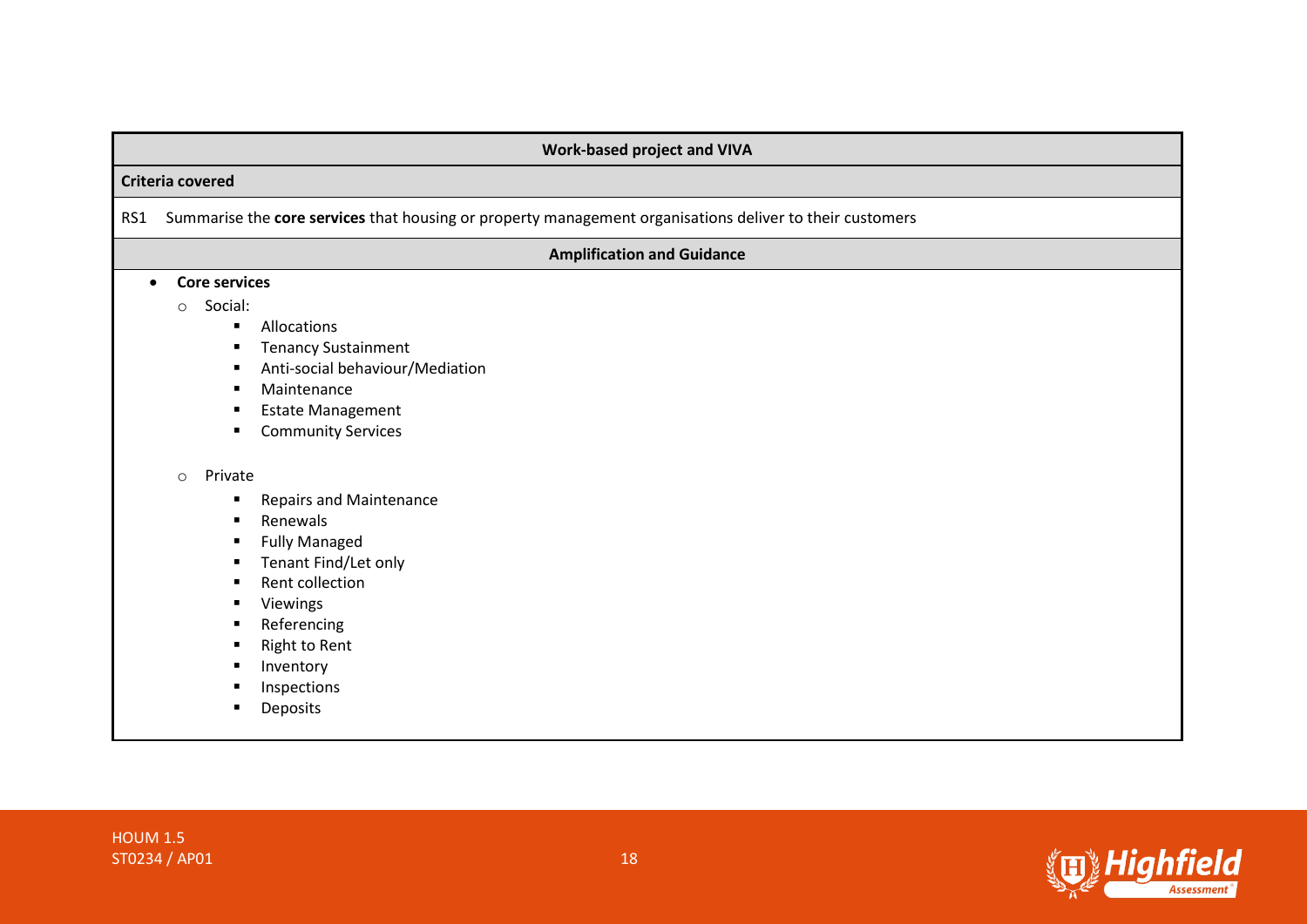| Work-based project and VIVA | |
|---|---|
| **Criteria covered** | |
| RS1 | Summarise the **core services** that housing or property management organisations deliver to their customers |

**Amplification and Guidance**

- **Core services**
  - Social:
    - Allocations
    - Tenancy Sustainment
    - Anti-social behaviour/Mediation
    - Maintenance
    - Estate Management
    - Community Services
  - Private
    - Repairs and Maintenance
    - Renewals
    - Fully Managed
    - Tenant Find/Let only
    - Rent collection
    - Viewings
    - Referencing
    - Right to Rent
    - Inventory
    - Inspections
    - Deposits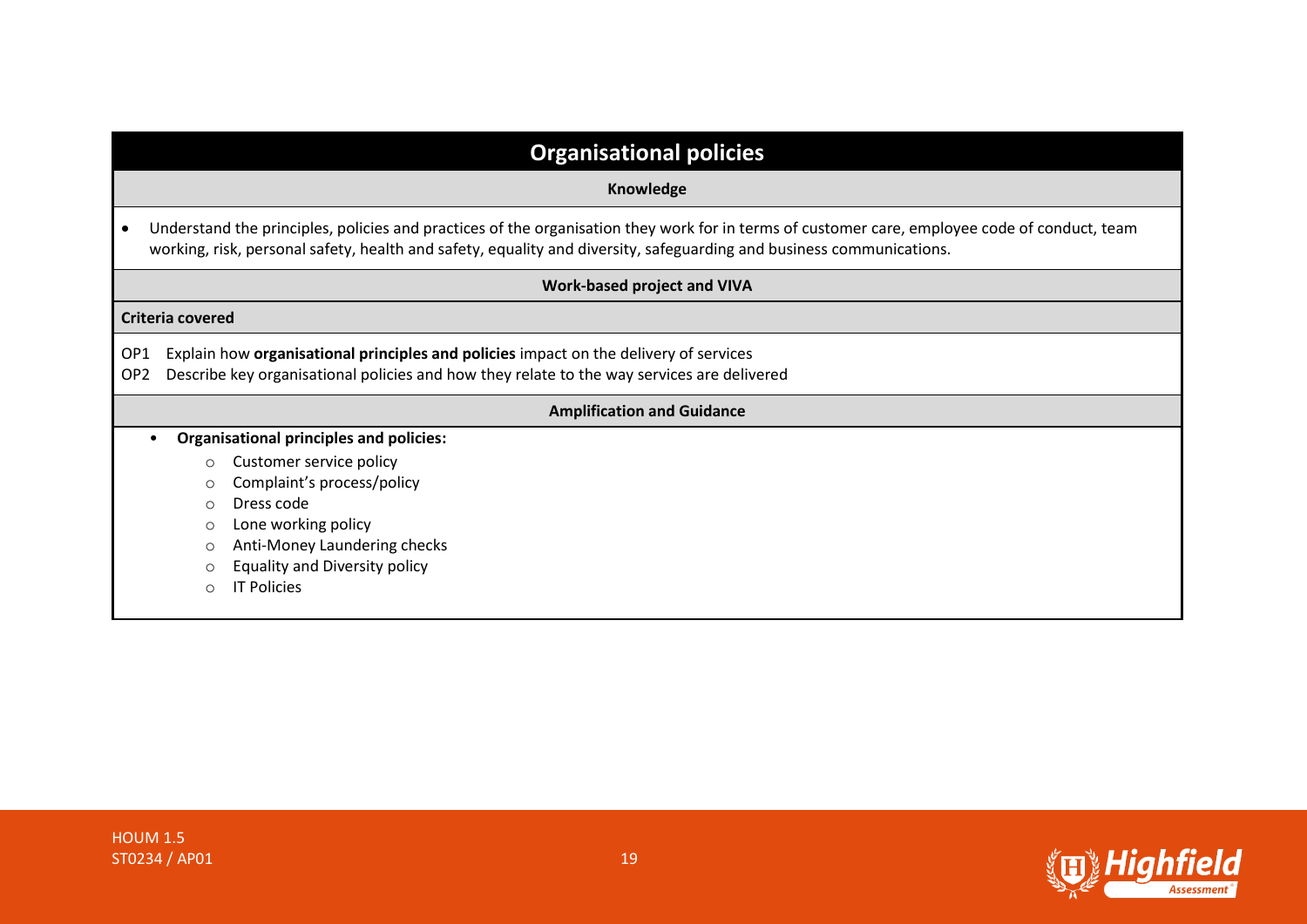## Organisational policies

**Knowledge**

- Understand the principles, policies and practices of the organisation they work for in terms of customer care, employee code of conduct, team working, risk, personal safety, health and safety, equality and diversity, safeguarding and business communications.

**Work-based project and VIVA**

**Criteria covered**

OP1 Explain how **organisational principles and policies** impact on the delivery of services
OP2 Describe key organisational policies and how they relate to the way services are delivered

**Amplification and Guidance**

- **Organisational principles and policies:**
  - Customer service policy
  - Complaint's process/policy
  - Dress code
  - Lone working policy
  - Anti-Money Laundering checks
  - Equality and Diversity policy
  - IT Policies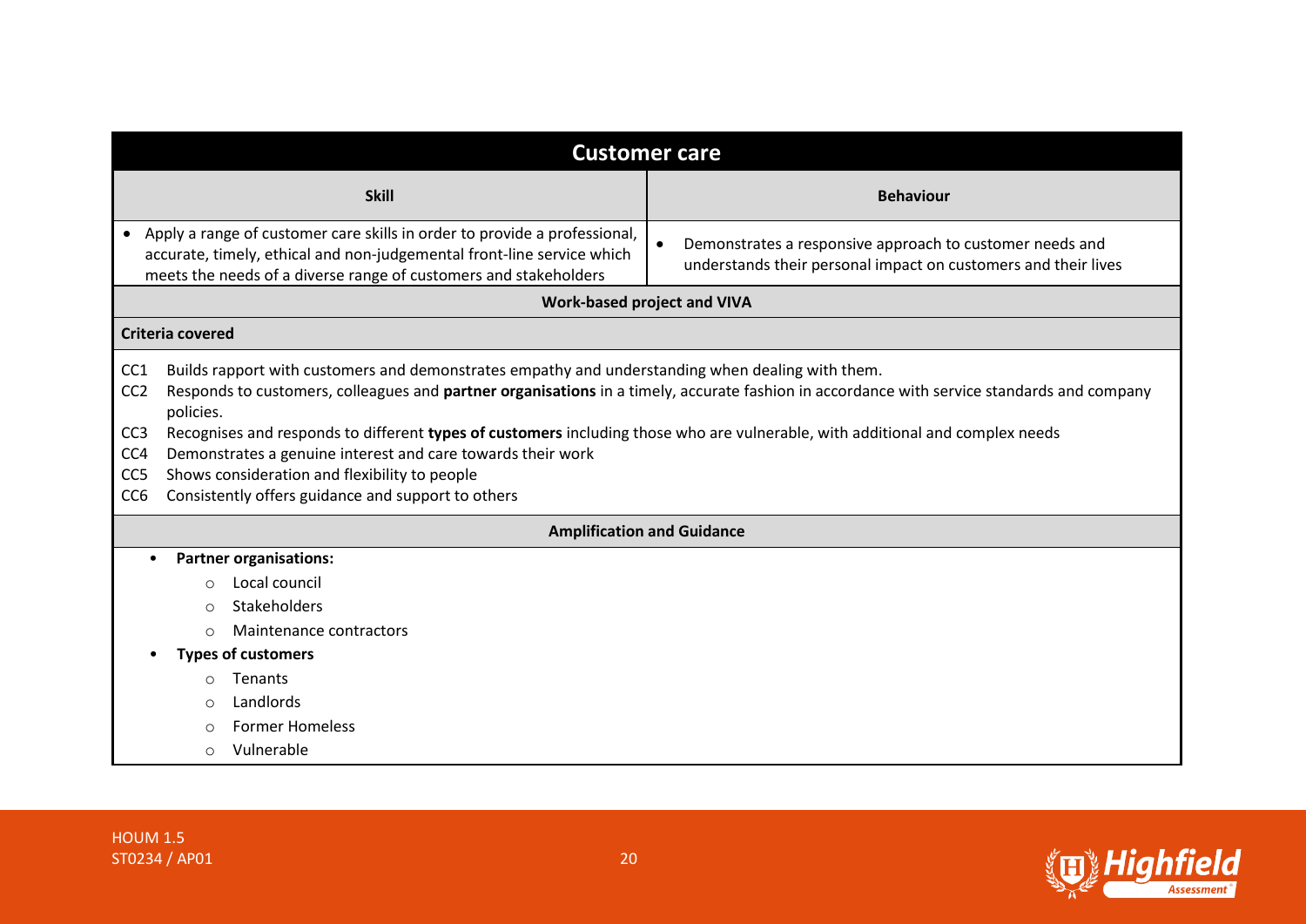## Customer care

| Skill | Behaviour |
|---|---|
| • Apply a range of customer care skills in order to provide a professional, accurate, timely, ethical and non-judgemental front-line service which meets the needs of a diverse range of customers and stakeholders | • Demonstrates a responsive approach to customer needs and understands their personal impact on customers and their lives |

**Work-based project and VIVA**

**Criteria covered**

- CC1 Builds rapport with customers and demonstrates empathy and understanding when dealing with them.
- CC2 Responds to customers, colleagues and **partner organisations** in a timely, accurate fashion in accordance with service standards and company policies.
- CC3 Recognises and responds to different **types of customers** including those who are vulnerable, with additional and complex needs
- CC4 Demonstrates a genuine interest and care towards their work
- CC5 Shows consideration and flexibility to people
- CC6 Consistently offers guidance and support to others

**Amplification and Guidance**

- **Partner organisations:**
  - Local council
  - Stakeholders
  - Maintenance contractors
- **Types of customers**
  - Tenants
  - Landlords
  - Former Homeless
  - Vulnerable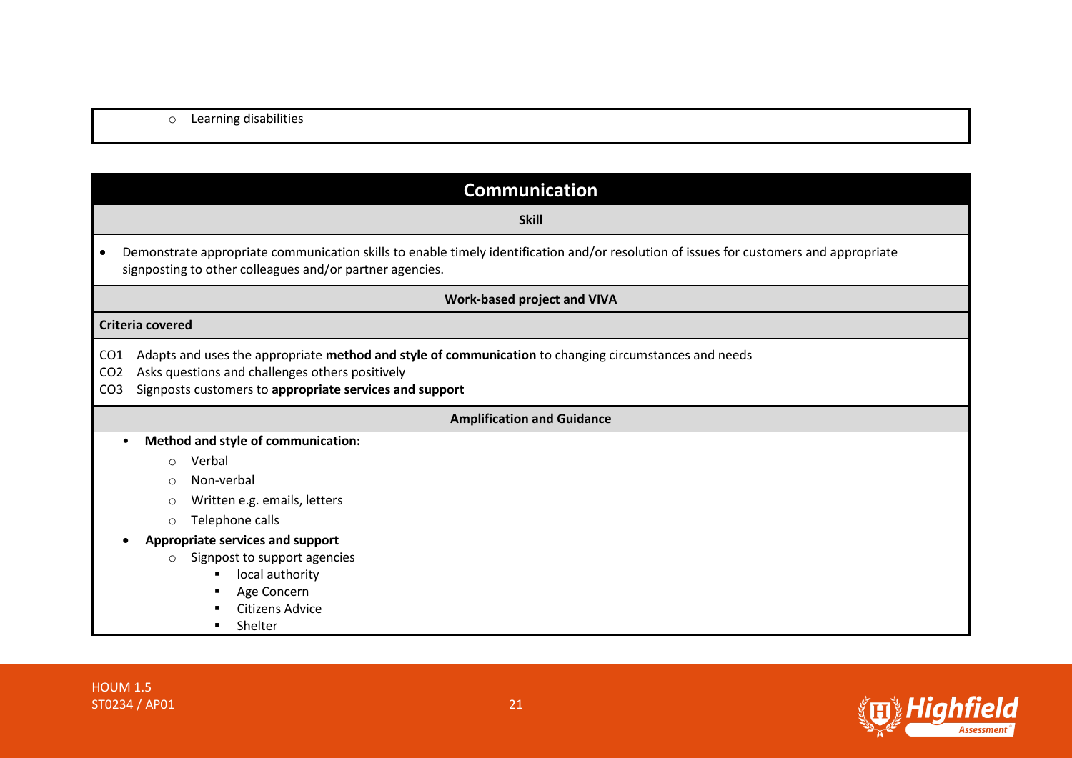- Learning disabilities

## Communication

**Skill**

- Demonstrate appropriate communication skills to enable timely identification and/or resolution of issues for customers and appropriate signposting to other colleagues and/or partner agencies.

**Work-based project and VIVA**

**Criteria covered**

CO1 Adapts and uses the appropriate **method and style of communication** to changing circumstances and needs
CO2 Asks questions and challenges others positively
CO3 Signposts customers to **appropriate services and support**

**Amplification and Guidance**

- **Method and style of communication:**
  - Verbal
  - Non-verbal
  - Written e.g. emails, letters
  - Telephone calls
- **Appropriate services and support**
  - Signpost to support agencies
    - local authority
    - Age Concern
    - Citizens Advice
    - Shelter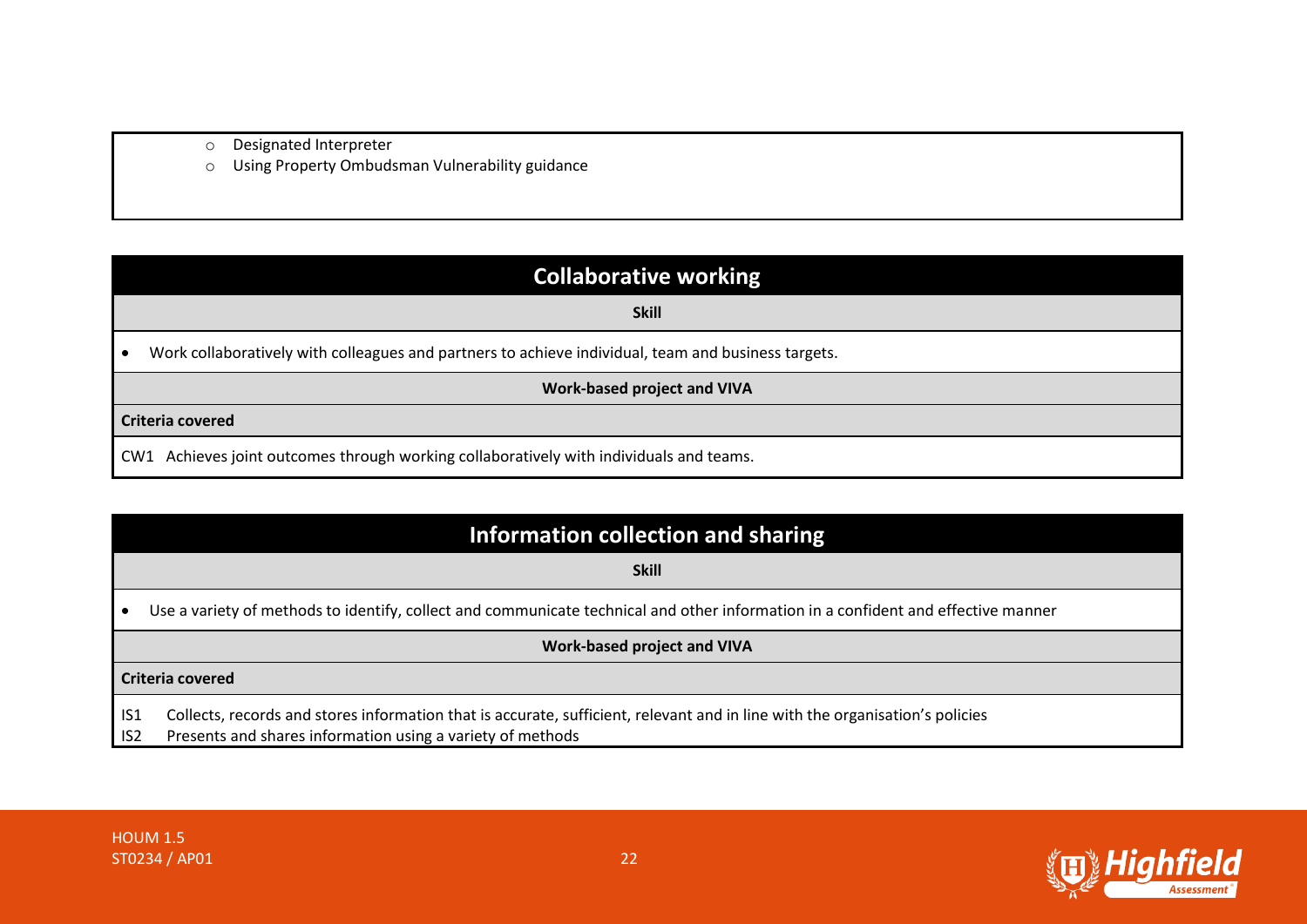- Designated Interpreter
- Using Property Ombudsman Vulnerability guidance

## Collaborative working

**Skill**

- Work collaboratively with colleagues and partners to achieve individual, team and business targets.

**Work-based project and VIVA**

**Criteria covered**

CW1 Achieves joint outcomes through working collaboratively with individuals and teams.

## Information collection and sharing

**Skill**

- Use a variety of methods to identify, collect and communicate technical and other information in a confident and effective manner

**Work-based project and VIVA**

**Criteria covered**

IS1 Collects, records and stores information that is accurate, sufficient, relevant and in line with the organisation's policies
IS2 Presents and shares information using a variety of methods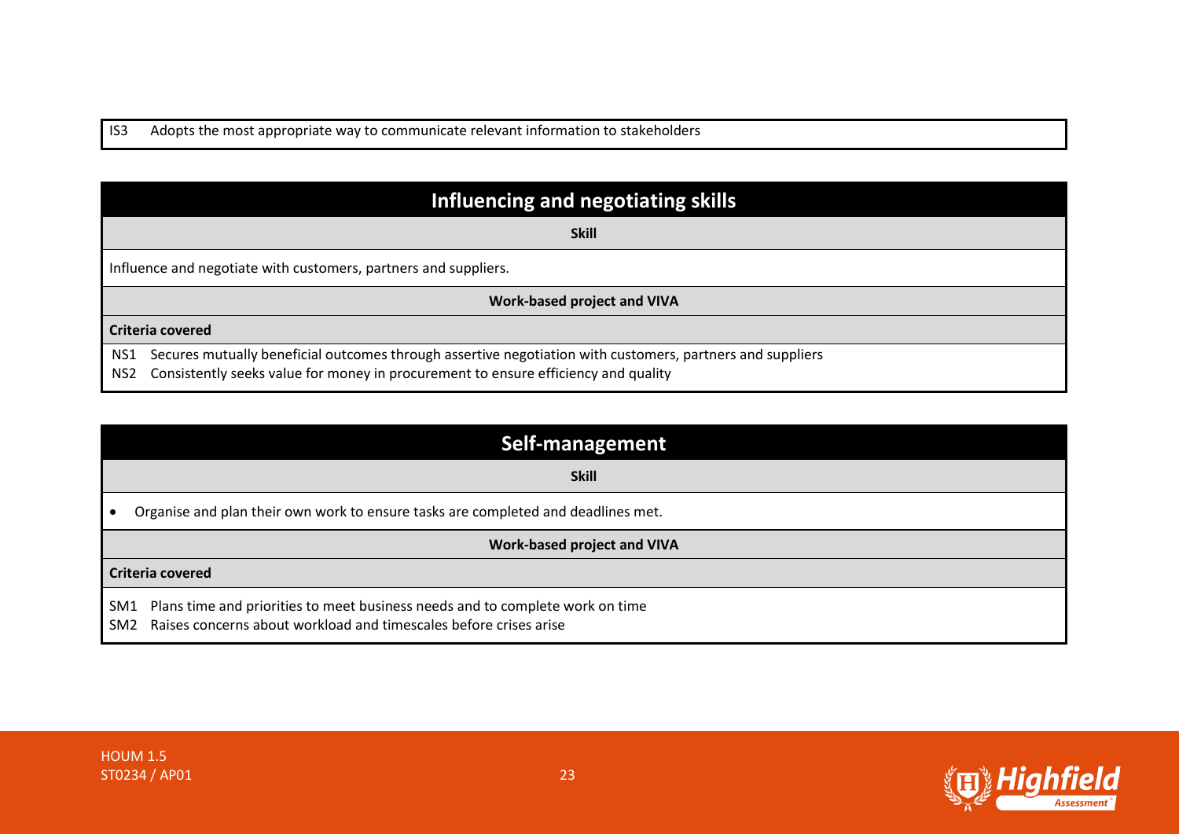| IS3 | Adopts the most appropriate way to communicate relevant information to stakeholders |
|---|---|

| Influencing and negotiating skills | |
|---|---|
| **Skill** | |
| Influence and negotiate with customers, partners and suppliers. | |
| **Work-based project and VIVA** | |
| **Criteria covered** | |
| NS1 | Secures mutually beneficial outcomes through assertive negotiation with customers, partners and suppliers |
| NS2 | Consistently seeks value for money in procurement to ensure efficiency and quality |

| Self-management | |
|---|---|
| **Skill** | |
| • Organise and plan their own work to ensure tasks are completed and deadlines met. | |
| **Work-based project and VIVA** | |
| **Criteria covered** | |
| SM1 | Plans time and priorities to meet business needs and to complete work on time |
| SM2 | Raises concerns about workload and timescales before crises arise |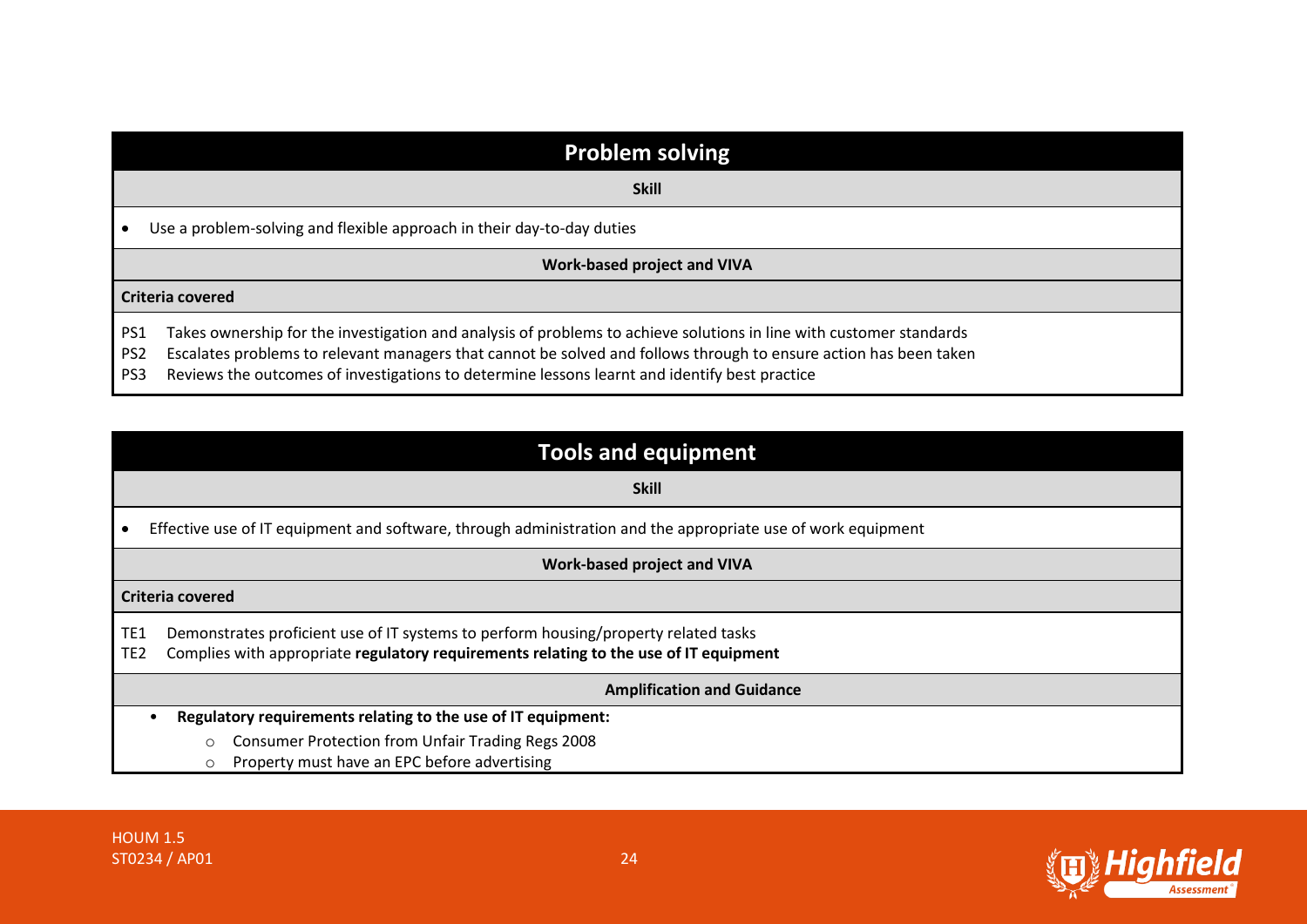## Problem solving

**Skill**

- Use a problem-solving and flexible approach in their day-to-day duties

**Work-based project and VIVA**

**Criteria covered**

PS1 Takes ownership for the investigation and analysis of problems to achieve solutions in line with customer standards
PS2 Escalates problems to relevant managers that cannot be solved and follows through to ensure action has been taken
PS3 Reviews the outcomes of investigations to determine lessons learnt and identify best practice

## Tools and equipment

**Skill**

- Effective use of IT equipment and software, through administration and the appropriate use of work equipment

**Work-based project and VIVA**

**Criteria covered**

TE1 Demonstrates proficient use of IT systems to perform housing/property related tasks
TE2 Complies with appropriate **regulatory requirements relating to the use of IT equipment**

**Amplification and Guidance**

- **Regulatory requirements relating to the use of IT equipment:**
  - Consumer Protection from Unfair Trading Regs 2008
  - Property must have an EPC before advertising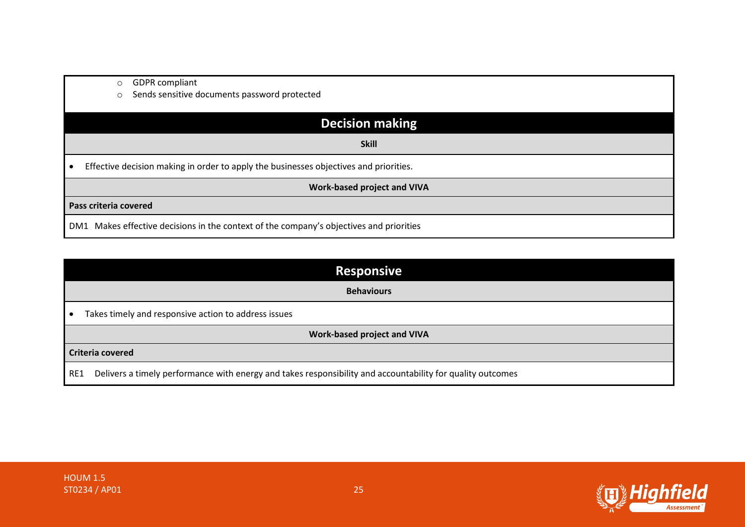- GDPR compliant
- Sends sensitive documents password protected

## Decision making

**Skill**

- Effective decision making in order to apply the businesses objectives and priorities.

**Work-based project and VIVA**

**Pass criteria covered**

DM1 Makes effective decisions in the context of the company's objectives and priorities

## Responsive

**Behaviours**

- Takes timely and responsive action to address issues

**Work-based project and VIVA**

**Criteria covered**

RE1 Delivers a timely performance with energy and takes responsibility and accountability for quality outcomes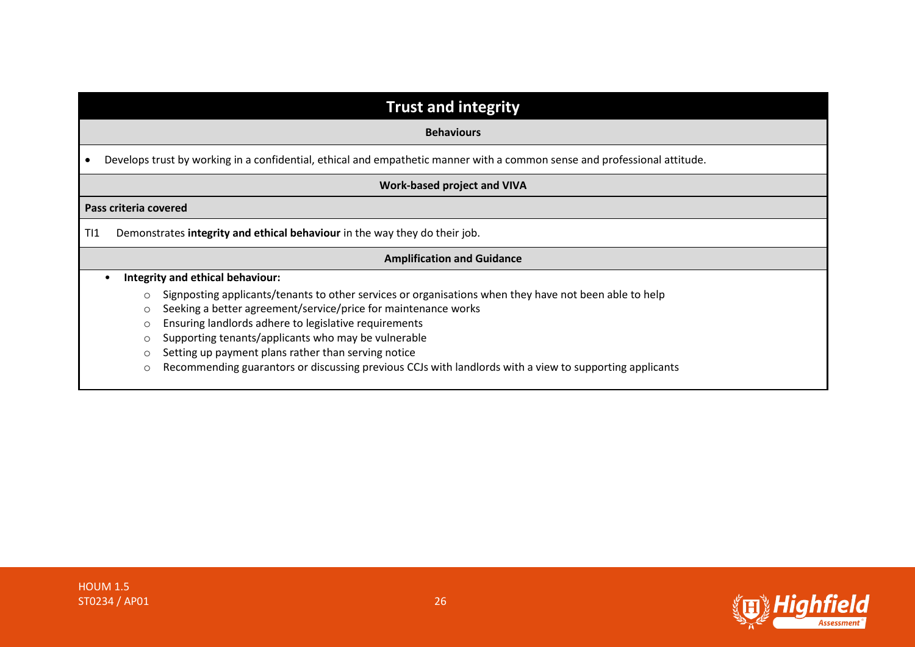## Trust and integrity

**Behaviours**

- Develops trust by working in a confidential, ethical and empathetic manner with a common sense and professional attitude.

**Work-based project and VIVA**

**Pass criteria covered**

TI1 Demonstrates **integrity and ethical behaviour** in the way they do their job.

**Amplification and Guidance**

- **Integrity and ethical behaviour:**
  - Signposting applicants/tenants to other services or organisations when they have not been able to help
  - Seeking a better agreement/service/price for maintenance works
  - Ensuring landlords adhere to legislative requirements
  - Supporting tenants/applicants who may be vulnerable
  - Setting up payment plans rather than serving notice
  - Recommending guarantors or discussing previous CCJs with landlords with a view to supporting applicants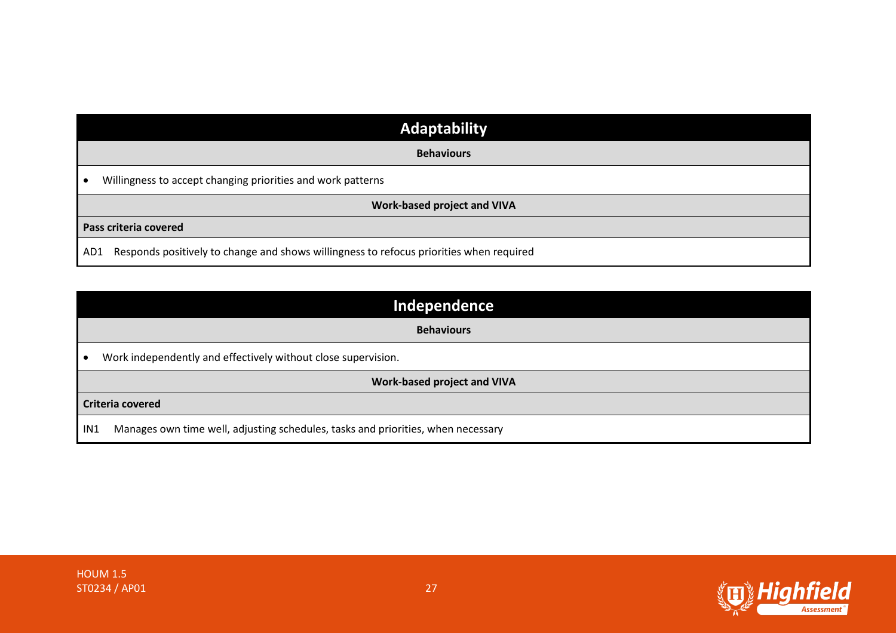## Adaptability

**Behaviours**

- Willingness to accept changing priorities and work patterns

**Work-based project and VIVA**

**Pass criteria covered**

AD1 Responds positively to change and shows willingness to refocus priorities when required

## Independence

**Behaviours**

- Work independently and effectively without close supervision.

**Work-based project and VIVA**

**Criteria covered**

IN1 Manages own time well, adjusting schedules, tasks and priorities, when necessary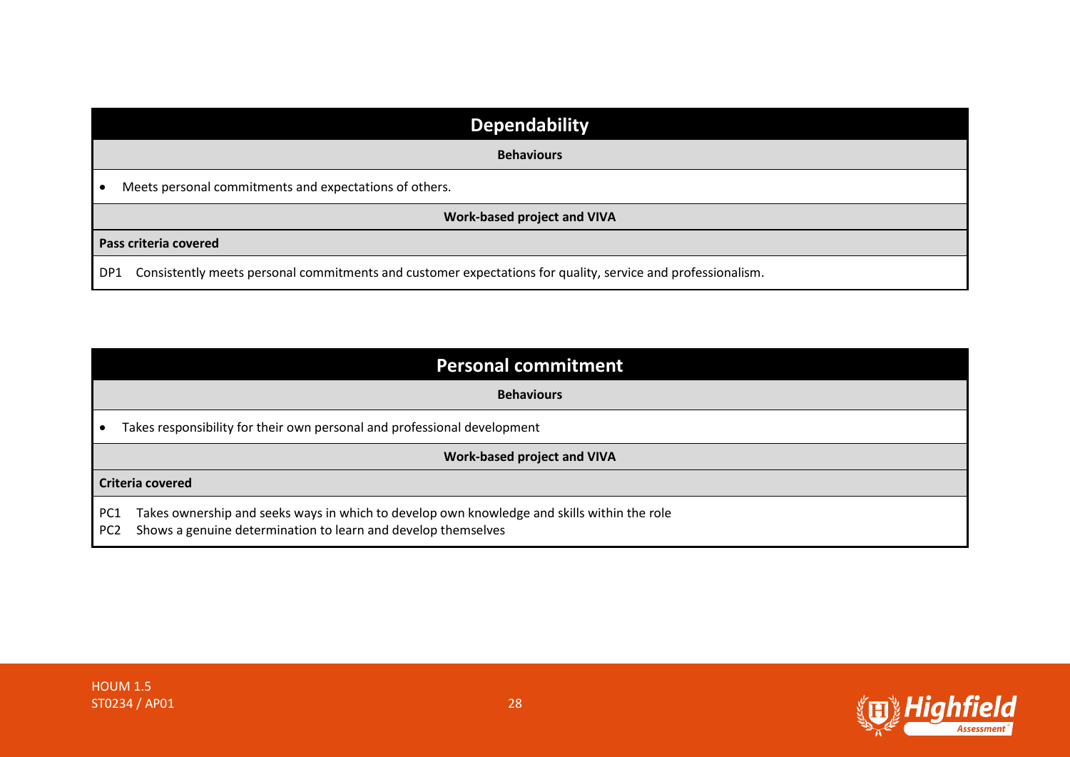| Dependability |
|---|
| **Behaviours** |
| • Meets personal commitments and expectations of others. |
| **Work-based project and VIVA** |
| **Pass criteria covered** |
| DP1 Consistently meets personal commitments and customer expectations for quality, service and professionalism. |

| Personal commitment |
|---|
| **Behaviours** |
| • Takes responsibility for their own personal and professional development |
| **Work-based project and VIVA** |
| **Criteria covered** |
| PC1 Takes ownership and seeks ways in which to develop own knowledge and skills within the role<br>PC2 Shows a genuine determination to learn and develop themselves |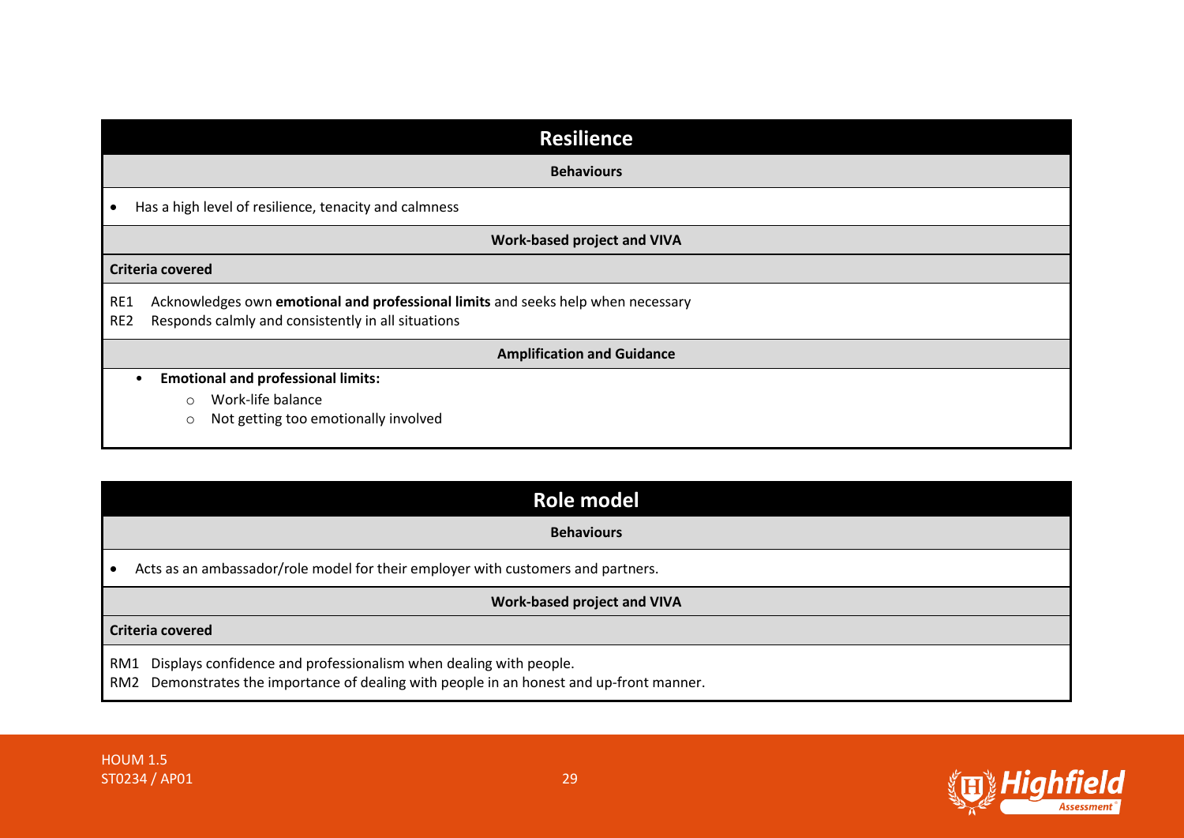## Resilience

**Behaviours**

- Has a high level of resilience, tenacity and calmness

**Work-based project and VIVA**

**Criteria covered**

RE1 Acknowledges own **emotional and professional limits** and seeks help when necessary
RE2 Responds calmly and consistently in all situations

**Amplification and Guidance**

- **Emotional and professional limits:**
  - Work-life balance
  - Not getting too emotionally involved

## Role model

**Behaviours**

- Acts as an ambassador/role model for their employer with customers and partners.

**Work-based project and VIVA**

**Criteria covered**

RM1 Displays confidence and professionalism when dealing with people.
RM2 Demonstrates the importance of dealing with people in an honest and up-front manner.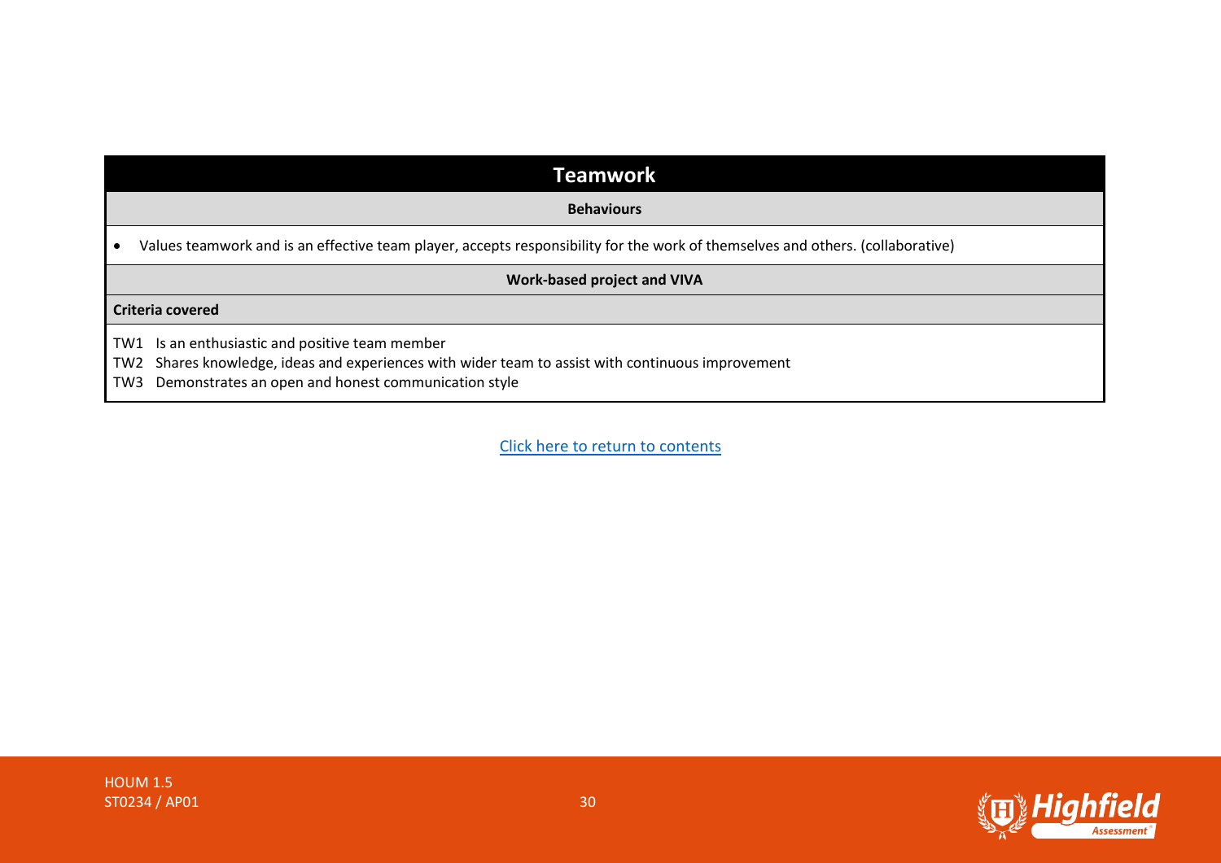## Teamwork

**Behaviours**

- Values teamwork and is an effective team player, accepts responsibility for the work of themselves and others. (collaborative)

**Work-based project and VIVA**

**Criteria covered**

TW1 Is an enthusiastic and positive team member
TW2 Shares knowledge, ideas and experiences with wider team to assist with continuous improvement
TW3 Demonstrates an open and honest communication style

Click here to return to contents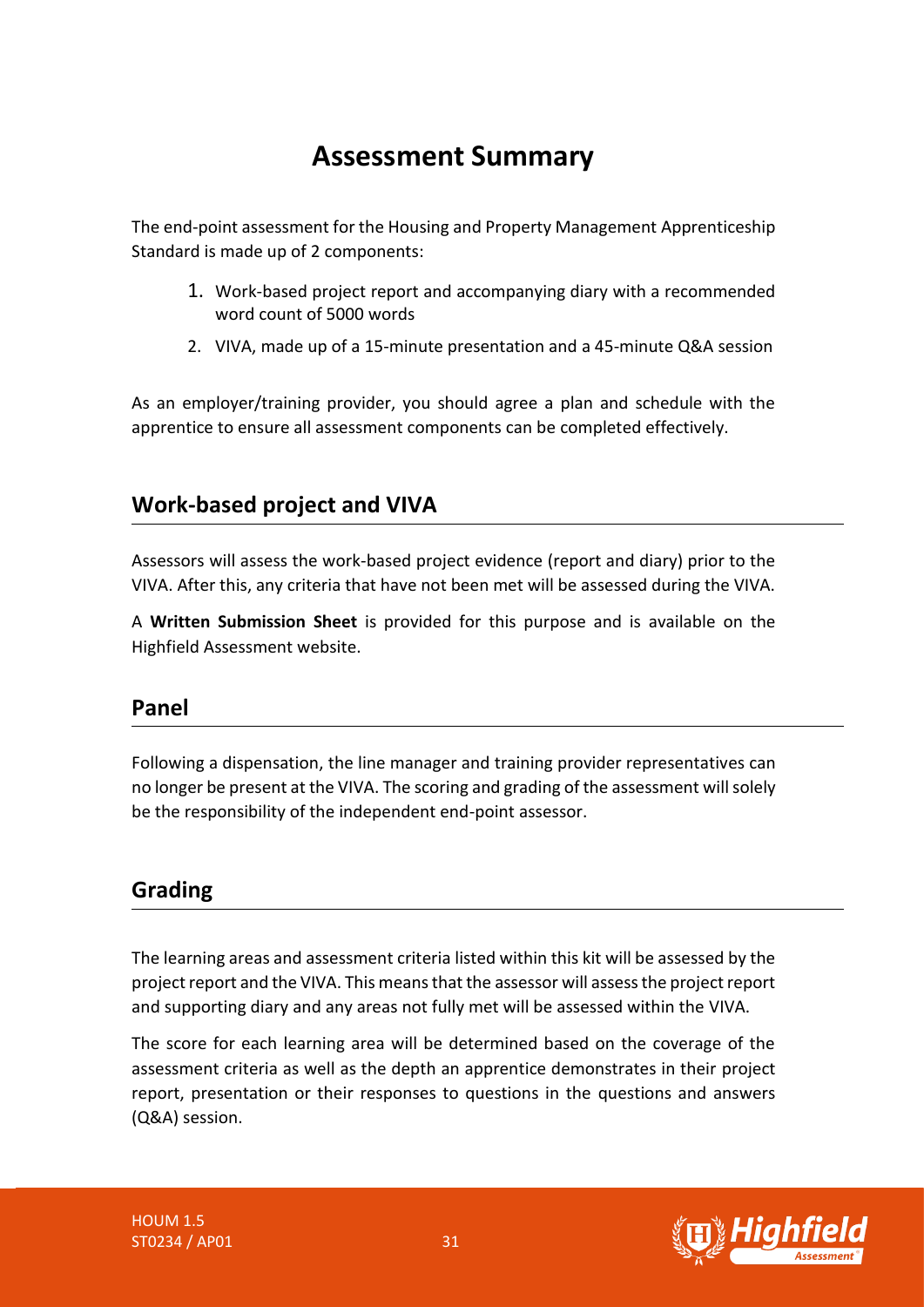# Assessment Summary

The end-point assessment for the Housing and Property Management Apprenticeship Standard is made up of 2 components:

1. Work-based project report and accompanying diary with a recommended word count of 5000 words
2. VIVA, made up of a 15-minute presentation and a 45-minute Q&A session

As an employer/training provider, you should agree a plan and schedule with the apprentice to ensure all assessment components can be completed effectively.

## Work-based project and VIVA

Assessors will assess the work-based project evidence (report and diary) prior to the VIVA. After this, any criteria that have not been met will be assessed during the VIVA.

A **Written Submission Sheet** is provided for this purpose and is available on the Highfield Assessment website.

## Panel

Following a dispensation, the line manager and training provider representatives can no longer be present at the VIVA. The scoring and grading of the assessment will solely be the responsibility of the independent end-point assessor.

## Grading

The learning areas and assessment criteria listed within this kit will be assessed by the project report and the VIVA. This means that the assessor will assess the project report and supporting diary and any areas not fully met will be assessed within the VIVA.

The score for each learning area will be determined based on the coverage of the assessment criteria as well as the depth an apprentice demonstrates in their project report, presentation or their responses to questions in the questions and answers (Q&A) session.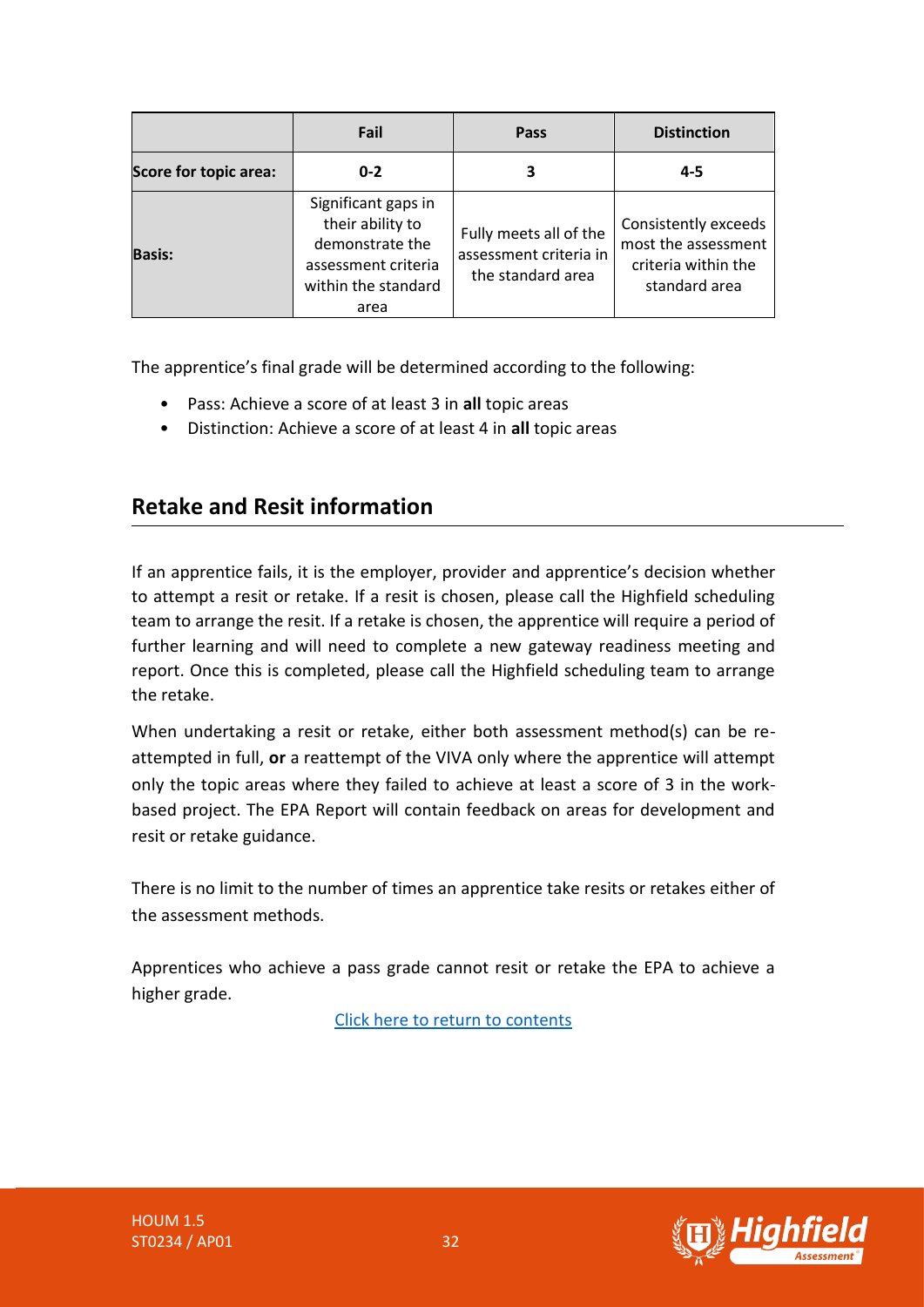|  | Fail | Pass | Distinction |
|---|---|---|---|
| **Score for topic area:** | **0-2** | **3** | **4-5** |
| **Basis:** | Significant gaps in their ability to demonstrate the assessment criteria within the standard area | Fully meets all of the assessment criteria in the standard area | Consistently exceeds most the assessment criteria within the standard area |

The apprentice's final grade will be determined according to the following:

- Pass: Achieve a score of at least 3 in **all** topic areas
- Distinction: Achieve a score of at least 4 in **all** topic areas

## Retake and Resit information

If an apprentice fails, it is the employer, provider and apprentice's decision whether to attempt a resit or retake. If a resit is chosen, please call the Highfield scheduling team to arrange the resit. If a retake is chosen, the apprentice will require a period of further learning and will need to complete a new gateway readiness meeting and report. Once this is completed, please call the Highfield scheduling team to arrange the retake.

When undertaking a resit or retake, either both assessment method(s) can be re-attempted in full, **or** a reattempt of the VIVA only where the apprentice will attempt only the topic areas where they failed to achieve at least a score of 3 in the work-based project. The EPA Report will contain feedback on areas for development and resit or retake guidance.

There is no limit to the number of times an apprentice take resits or retakes either of the assessment methods.

Apprentices who achieve a pass grade cannot resit or retake the EPA to achieve a higher grade.

Click here to return to contents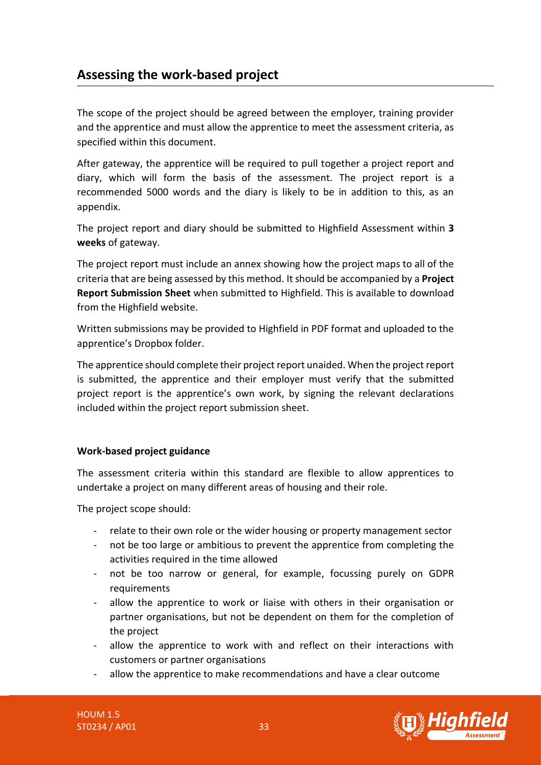## Assessing the work-based project

The scope of the project should be agreed between the employer, training provider and the apprentice and must allow the apprentice to meet the assessment criteria, as specified within this document.

After gateway, the apprentice will be required to pull together a project report and diary, which will form the basis of the assessment. The project report is a recommended 5000 words and the diary is likely to be in addition to this, as an appendix.

The project report and diary should be submitted to Highfield Assessment within **3 weeks** of gateway.

The project report must include an annex showing how the project maps to all of the criteria that are being assessed by this method. It should be accompanied by a **Project Report Submission Sheet** when submitted to Highfield. This is available to download from the Highfield website.

Written submissions may be provided to Highfield in PDF format and uploaded to the apprentice's Dropbox folder.

The apprentice should complete their project report unaided. When the project report is submitted, the apprentice and their employer must verify that the submitted project report is the apprentice's own work, by signing the relevant declarations included within the project report submission sheet.

**Work-based project guidance**

The assessment criteria within this standard are flexible to allow apprentices to undertake a project on many different areas of housing and their role.

The project scope should:

- relate to their own role or the wider housing or property management sector
- not be too large or ambitious to prevent the apprentice from completing the activities required in the time allowed
- not be too narrow or general, for example, focussing purely on GDPR requirements
- allow the apprentice to work or liaise with others in their organisation or partner organisations, but not be dependent on them for the completion of the project
- allow the apprentice to work with and reflect on their interactions with customers or partner organisations
- allow the apprentice to make recommendations and have a clear outcome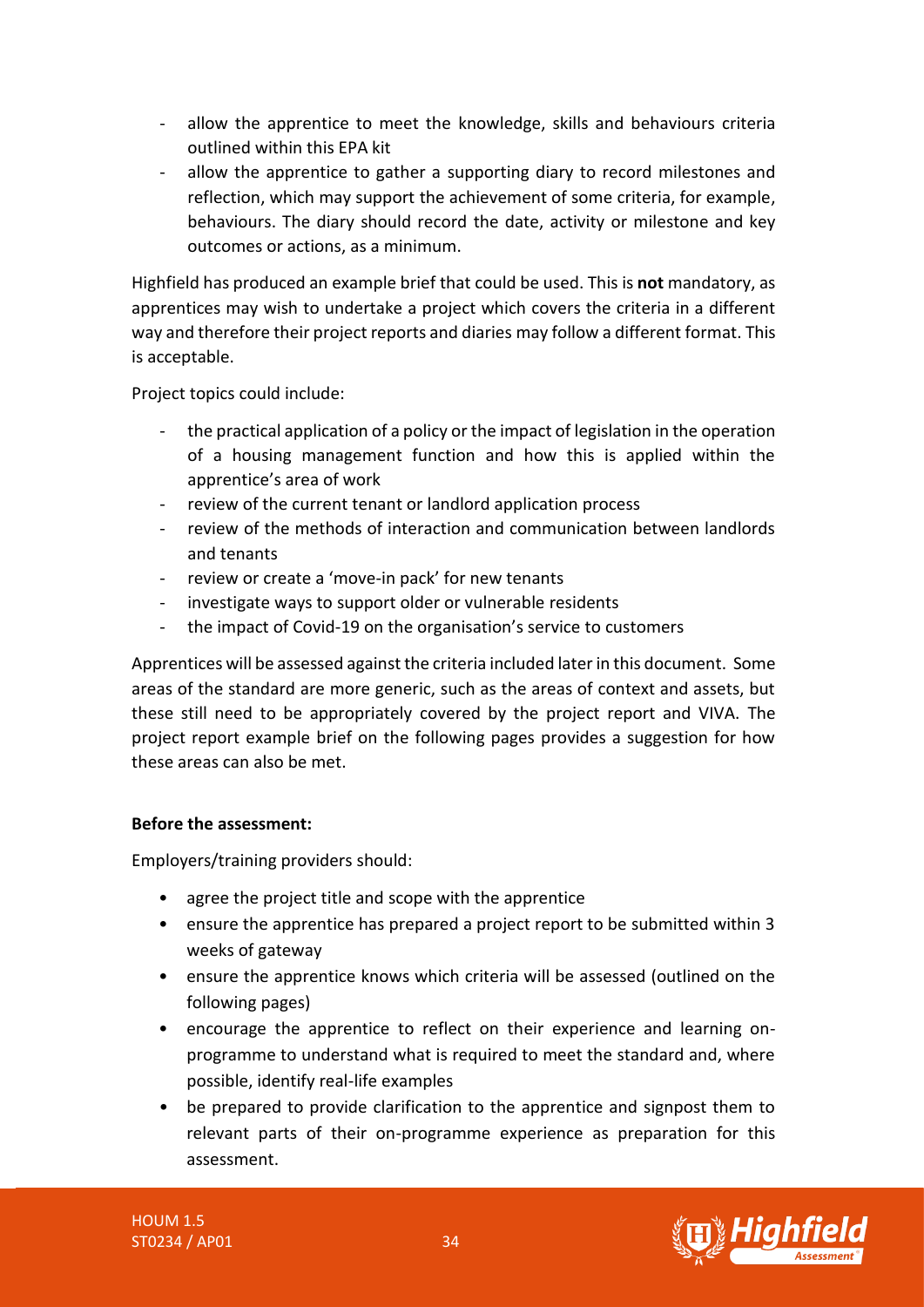- allow the apprentice to meet the knowledge, skills and behaviours criteria outlined within this EPA kit
- allow the apprentice to gather a supporting diary to record milestones and reflection, which may support the achievement of some criteria, for example, behaviours. The diary should record the date, activity or milestone and key outcomes or actions, as a minimum.

Highfield has produced an example brief that could be used. This is **not** mandatory, as apprentices may wish to undertake a project which covers the criteria in a different way and therefore their project reports and diaries may follow a different format. This is acceptable.

Project topics could include:

- the practical application of a policy or the impact of legislation in the operation of a housing management function and how this is applied within the apprentice's area of work
- review of the current tenant or landlord application process
- review of the methods of interaction and communication between landlords and tenants
- review or create a 'move-in pack' for new tenants
- investigate ways to support older or vulnerable residents
- the impact of Covid-19 on the organisation's service to customers

Apprentices will be assessed against the criteria included later in this document. Some areas of the standard are more generic, such as the areas of context and assets, but these still need to be appropriately covered by the project report and VIVA. The project report example brief on the following pages provides a suggestion for how these areas can also be met.

**Before the assessment:**

Employers/training providers should:

- agree the project title and scope with the apprentice
- ensure the apprentice has prepared a project report to be submitted within 3 weeks of gateway
- ensure the apprentice knows which criteria will be assessed (outlined on the following pages)
- encourage the apprentice to reflect on their experience and learning on-programme to understand what is required to meet the standard and, where possible, identify real-life examples
- be prepared to provide clarification to the apprentice and signpost them to relevant parts of their on-programme experience as preparation for this assessment.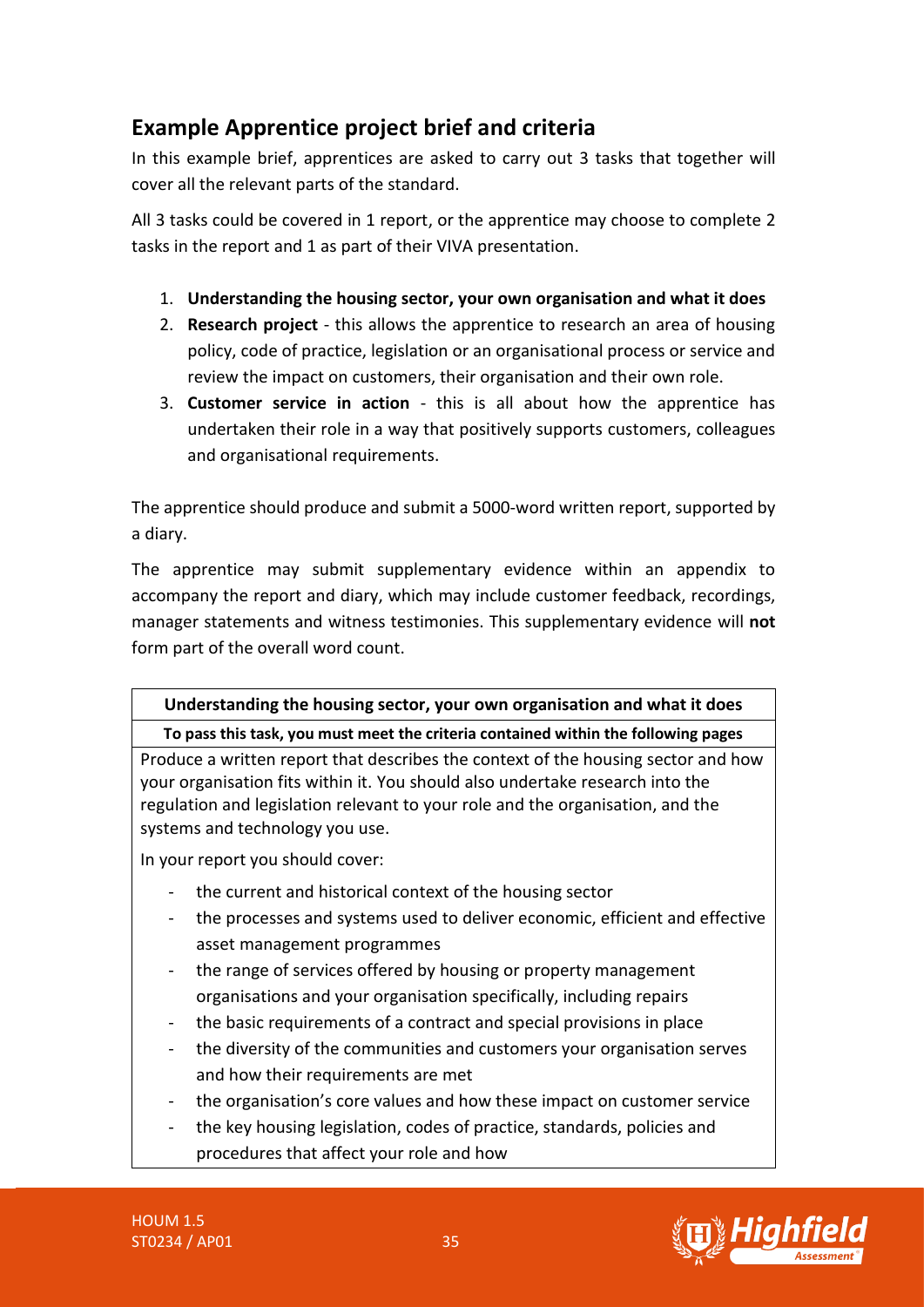## Example Apprentice project brief and criteria

In this example brief, apprentices are asked to carry out 3 tasks that together will cover all the relevant parts of the standard.

All 3 tasks could be covered in 1 report, or the apprentice may choose to complete 2 tasks in the report and 1 as part of their VIVA presentation.

1. **Understanding the housing sector, your own organisation and what it does**
2. **Research project** - this allows the apprentice to research an area of housing policy, code of practice, legislation or an organisational process or service and review the impact on customers, their organisation and their own role.
3. **Customer service in action** - this is all about how the apprentice has undertaken their role in a way that positively supports customers, colleagues and organisational requirements.

The apprentice should produce and submit a 5000-word written report, supported by a diary.

The apprentice may submit supplementary evidence within an appendix to accompany the report and diary, which may include customer feedback, recordings, manager statements and witness testimonies. This supplementary evidence will **not** form part of the overall word count.

| **Understanding the housing sector, your own organisation and what it does** |
|---|
| **To pass this task, you must meet the criteria contained within the following pages** |
| Produce a written report that describes the context of the housing sector and how your organisation fits within it. You should also undertake research into the regulation and legislation relevant to your role and the organisation, and the systems and technology you use.<br><br>In your report you should cover:<br>- the current and historical context of the housing sector<br>- the processes and systems used to deliver economic, efficient and effective asset management programmes<br>- the range of services offered by housing or property management organisations and your organisation specifically, including repairs<br>- the basic requirements of a contract and special provisions in place<br>- the diversity of the communities and customers your organisation serves and how their requirements are met<br>- the organisation's core values and how these impact on customer service<br>- the key housing legislation, codes of practice, standards, policies and procedures that affect your role and how |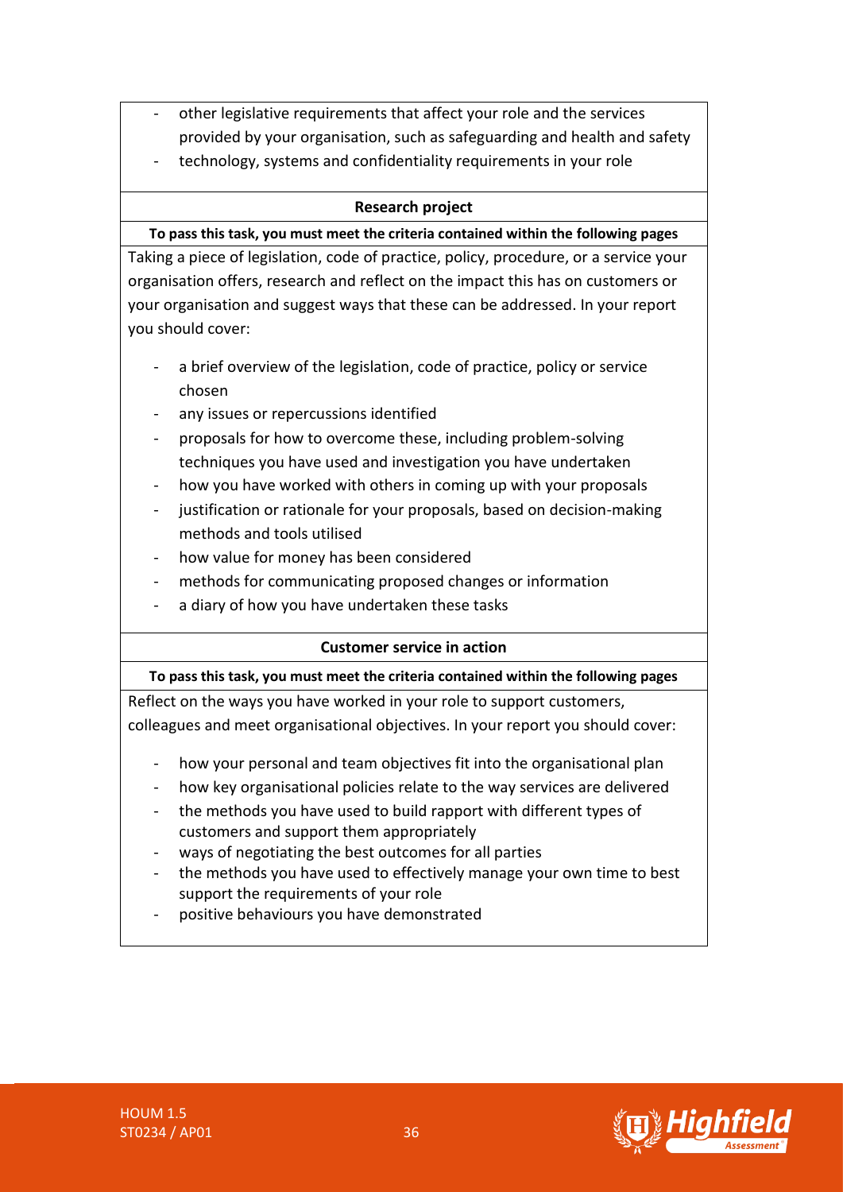- other legislative requirements that affect your role and the services provided by your organisation, such as safeguarding and health and safety
- technology, systems and confidentiality requirements in your role

**Research project**

**To pass this task, you must meet the criteria contained within the following pages**

Taking a piece of legislation, code of practice, policy, procedure, or a service your organisation offers, research and reflect on the impact this has on customers or your organisation and suggest ways that these can be addressed. In your report you should cover:

- a brief overview of the legislation, code of practice, policy or service chosen
- any issues or repercussions identified
- proposals for how to overcome these, including problem-solving techniques you have used and investigation you have undertaken
- how you have worked with others in coming up with your proposals
- justification or rationale for your proposals, based on decision-making methods and tools utilised
- how value for money has been considered
- methods for communicating proposed changes or information
- a diary of how you have undertaken these tasks

**Customer service in action**

**To pass this task, you must meet the criteria contained within the following pages**

Reflect on the ways you have worked in your role to support customers, colleagues and meet organisational objectives. In your report you should cover:

- how your personal and team objectives fit into the organisational plan
- how key organisational policies relate to the way services are delivered
- the methods you have used to build rapport with different types of customers and support them appropriately
- ways of negotiating the best outcomes for all parties
- the methods you have used to effectively manage your own time to best support the requirements of your role
- positive behaviours you have demonstrated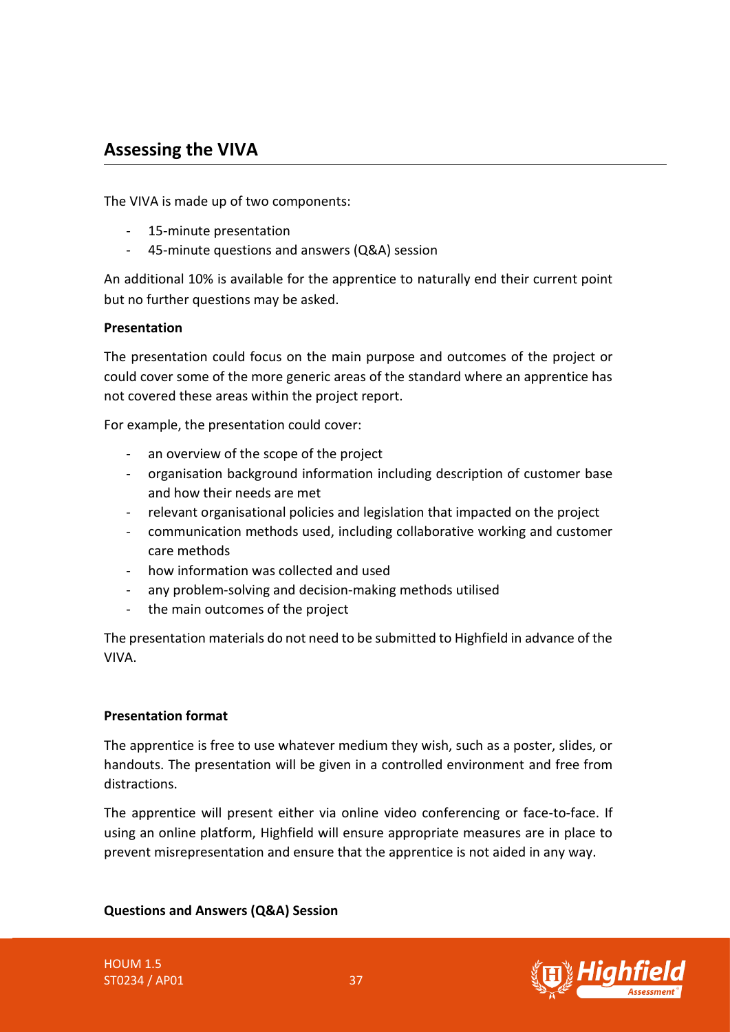## Assessing the VIVA

The VIVA is made up of two components:

- 15-minute presentation
- 45-minute questions and answers (Q&A) session

An additional 10% is available for the apprentice to naturally end their current point but no further questions may be asked.

**Presentation**

The presentation could focus on the main purpose and outcomes of the project or could cover some of the more generic areas of the standard where an apprentice has not covered these areas within the project report.

For example, the presentation could cover:

- an overview of the scope of the project
- organisation background information including description of customer base and how their needs are met
- relevant organisational policies and legislation that impacted on the project
- communication methods used, including collaborative working and customer care methods
- how information was collected and used
- any problem-solving and decision-making methods utilised
- the main outcomes of the project

The presentation materials do not need to be submitted to Highfield in advance of the VIVA.

**Presentation format**

The apprentice is free to use whatever medium they wish, such as a poster, slides, or handouts. The presentation will be given in a controlled environment and free from distractions.

The apprentice will present either via online video conferencing or face-to-face. If using an online platform, Highfield will ensure appropriate measures are in place to prevent misrepresentation and ensure that the apprentice is not aided in any way.

**Questions and Answers (Q&A) Session**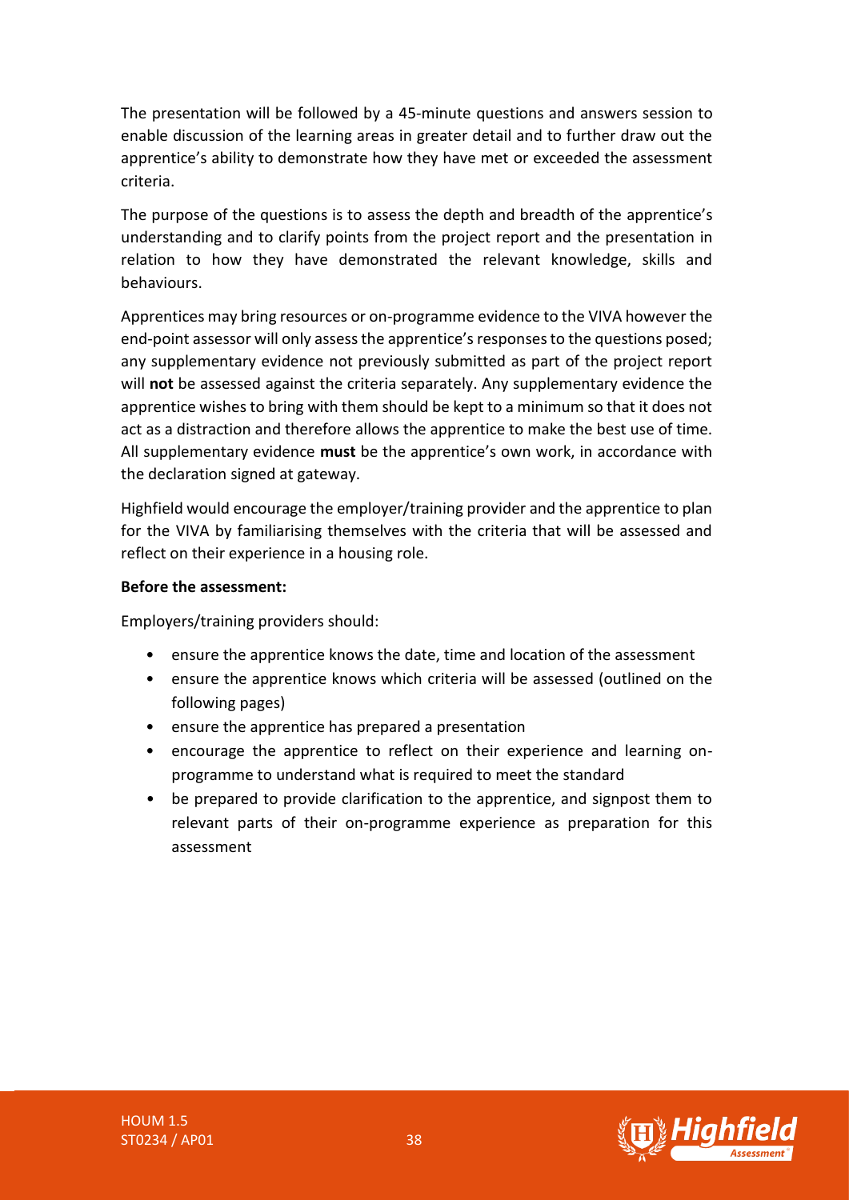The presentation will be followed by a 45-minute questions and answers session to enable discussion of the learning areas in greater detail and to further draw out the apprentice's ability to demonstrate how they have met or exceeded the assessment criteria.

The purpose of the questions is to assess the depth and breadth of the apprentice's understanding and to clarify points from the project report and the presentation in relation to how they have demonstrated the relevant knowledge, skills and behaviours.

Apprentices may bring resources or on-programme evidence to the VIVA however the end-point assessor will only assess the apprentice's responses to the questions posed; any supplementary evidence not previously submitted as part of the project report will **not** be assessed against the criteria separately. Any supplementary evidence the apprentice wishes to bring with them should be kept to a minimum so that it does not act as a distraction and therefore allows the apprentice to make the best use of time. All supplementary evidence **must** be the apprentice's own work, in accordance with the declaration signed at gateway.

Highfield would encourage the employer/training provider and the apprentice to plan for the VIVA by familiarising themselves with the criteria that will be assessed and reflect on their experience in a housing role.

**Before the assessment:**

Employers/training providers should:

- ensure the apprentice knows the date, time and location of the assessment
- ensure the apprentice knows which criteria will be assessed (outlined on the following pages)
- ensure the apprentice has prepared a presentation
- encourage the apprentice to reflect on their experience and learning on-programme to understand what is required to meet the standard
- be prepared to provide clarification to the apprentice, and signpost them to relevant parts of their on-programme experience as preparation for this assessment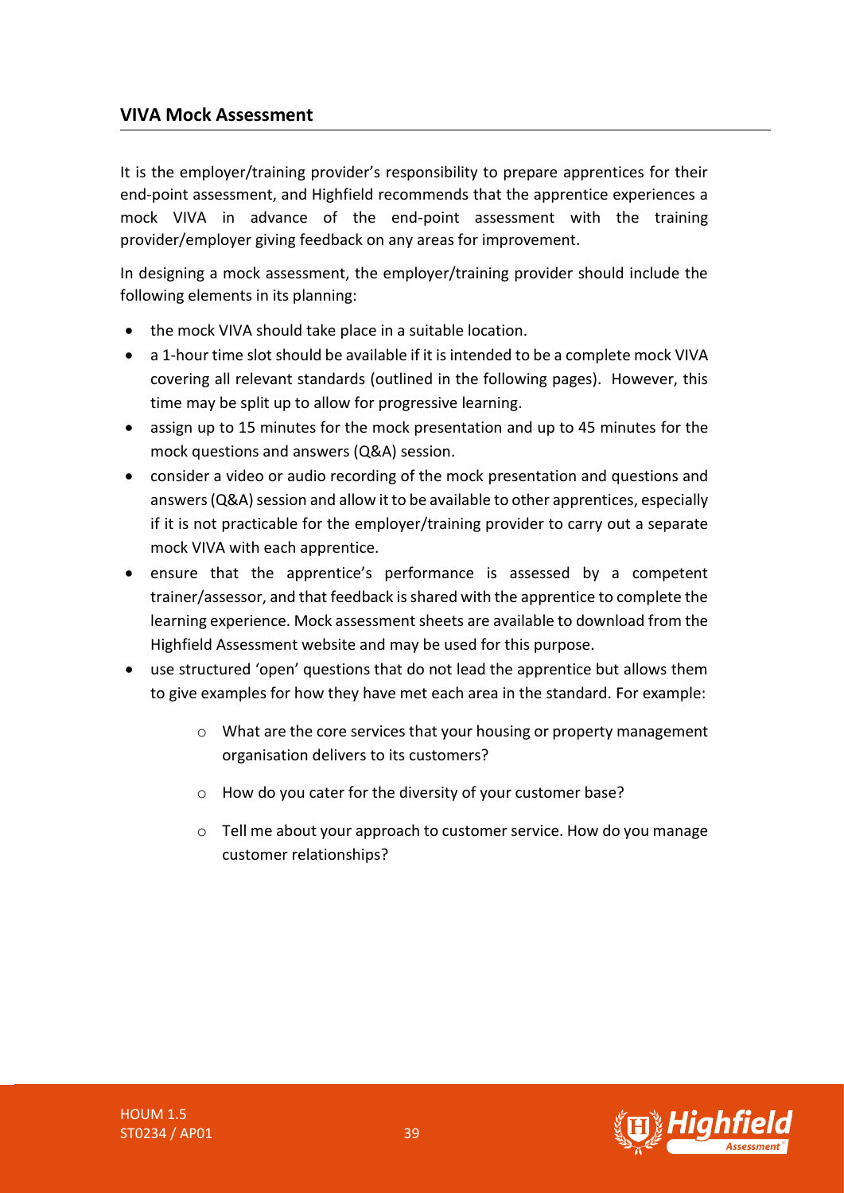## VIVA Mock Assessment

It is the employer/training provider's responsibility to prepare apprentices for their end-point assessment, and Highfield recommends that the apprentice experiences a mock VIVA in advance of the end-point assessment with the training provider/employer giving feedback on any areas for improvement.

In designing a mock assessment, the employer/training provider should include the following elements in its planning:

- the mock VIVA should take place in a suitable location.
- a 1-hour time slot should be available if it is intended to be a complete mock VIVA covering all relevant standards (outlined in the following pages). However, this time may be split up to allow for progressive learning.
- assign up to 15 minutes for the mock presentation and up to 45 minutes for the mock questions and answers (Q&A) session.
- consider a video or audio recording of the mock presentation and questions and answers (Q&A) session and allow it to be available to other apprentices, especially if it is not practicable for the employer/training provider to carry out a separate mock VIVA with each apprentice.
- ensure that the apprentice's performance is assessed by a competent trainer/assessor, and that feedback is shared with the apprentice to complete the learning experience. Mock assessment sheets are available to download from the Highfield Assessment website and may be used for this purpose.
- use structured 'open' questions that do not lead the apprentice but allows them to give examples for how they have met each area in the standard. For example:
  - What are the core services that your housing or property management organisation delivers to its customers?
  - How do you cater for the diversity of your customer base?
  - Tell me about your approach to customer service. How do you manage customer relationships?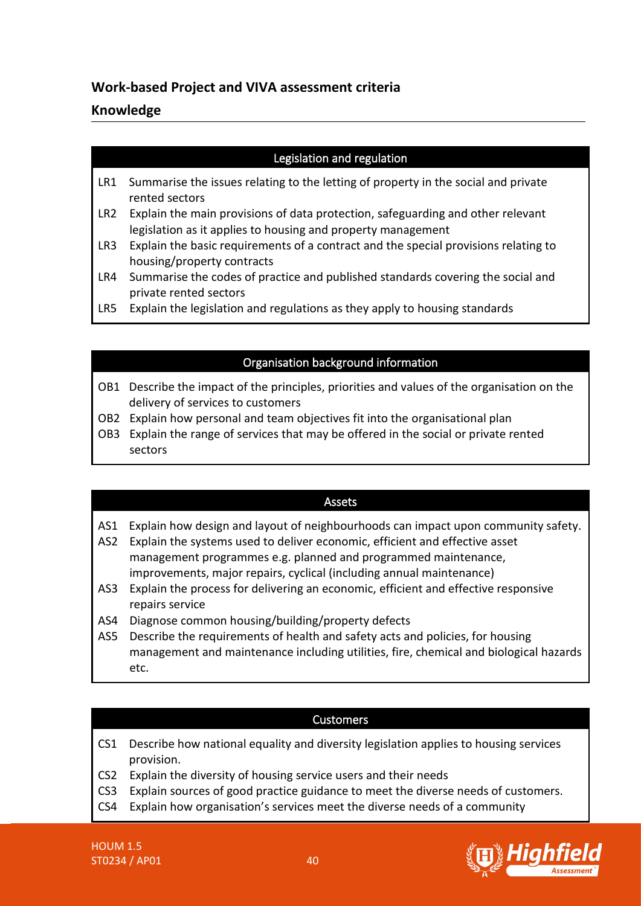## Work-based Project and VIVA assessment criteria

### Knowledge

| Legislation and regulation | |
|---|---|
| LR1 | Summarise the issues relating to the letting of property in the social and private rented sectors |
| LR2 | Explain the main provisions of data protection, safeguarding and other relevant legislation as it applies to housing and property management |
| LR3 | Explain the basic requirements of a contract and the special provisions relating to housing/property contracts |
| LR4 | Summarise the codes of practice and published standards covering the social and private rented sectors |
| LR5 | Explain the legislation and regulations as they apply to housing standards |

| Organisation background information | |
|---|---|
| OB1 | Describe the impact of the principles, priorities and values of the organisation on the delivery of services to customers |
| OB2 | Explain how personal and team objectives fit into the organisational plan |
| OB3 | Explain the range of services that may be offered in the social or private rented sectors |

| Assets | |
|---|---|
| AS1 | Explain how design and layout of neighbourhoods can impact upon community safety. |
| AS2 | Explain the systems used to deliver economic, efficient and effective asset management programmes e.g. planned and programmed maintenance, improvements, major repairs, cyclical (including annual maintenance) |
| AS3 | Explain the process for delivering an economic, efficient and effective responsive repairs service |
| AS4 | Diagnose common housing/building/property defects |
| AS5 | Describe the requirements of health and safety acts and policies, for housing management and maintenance including utilities, fire, chemical and biological hazards etc. |

| Customers | |
|---|---|
| CS1 | Describe how national equality and diversity legislation applies to housing services provision. |
| CS2 | Explain the diversity of housing service users and their needs |
| CS3 | Explain sources of good practice guidance to meet the diverse needs of customers. |
| CS4 | Explain how organisation's services meet the diverse needs of a community |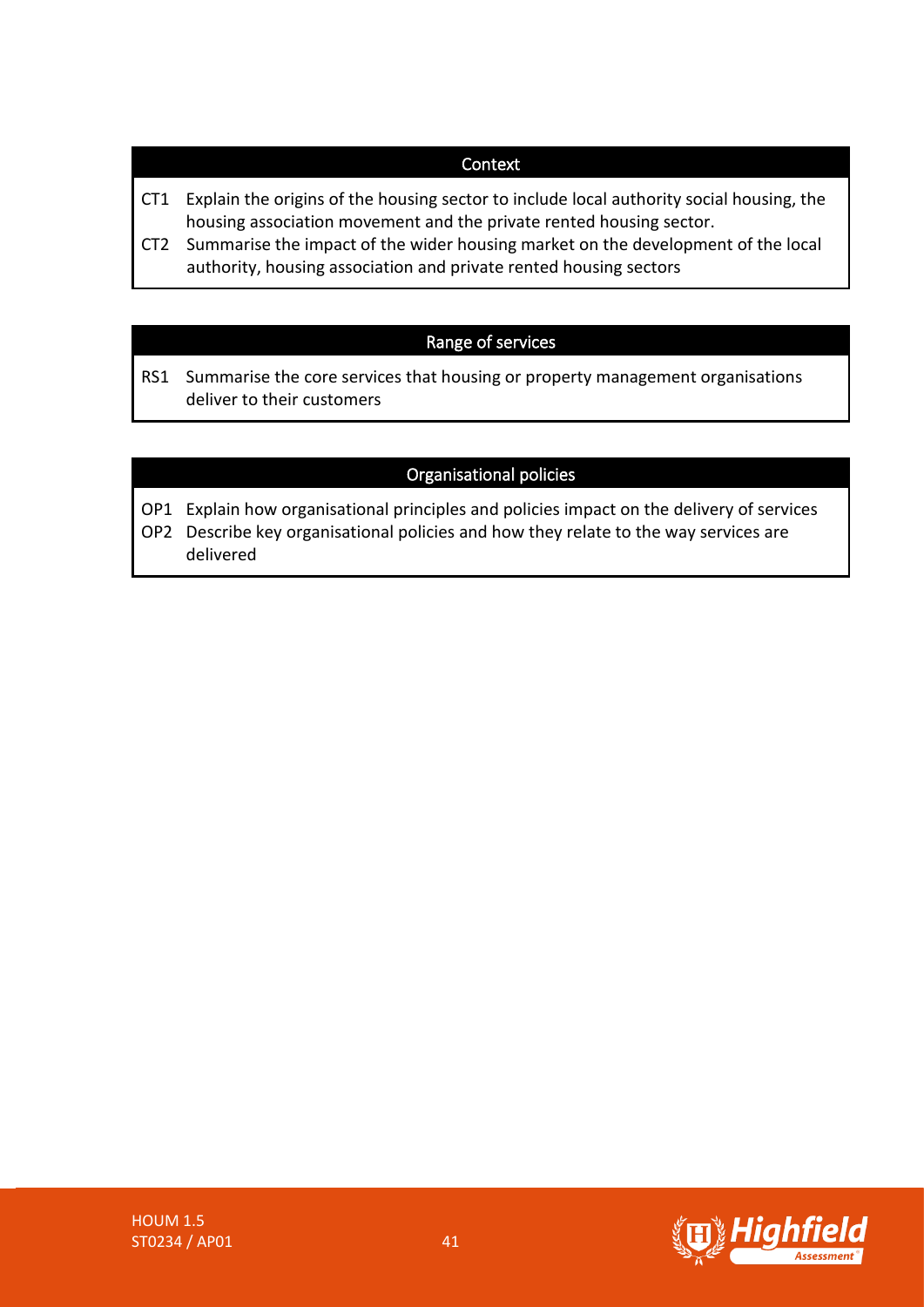| Context | |
|---|---|
| CT1 | Explain the origins of the housing sector to include local authority social housing, the housing association movement and the private rented housing sector. |
| CT2 | Summarise the impact of the wider housing market on the development of the local authority, housing association and private rented housing sectors |

| Range of services | |
|---|---|
| RS1 | Summarise the core services that housing or property management organisations deliver to their customers |

| Organisational policies | |
|---|---|
| OP1 | Explain how organisational principles and policies impact on the delivery of services |
| OP2 | Describe key organisational policies and how they relate to the way services are delivered |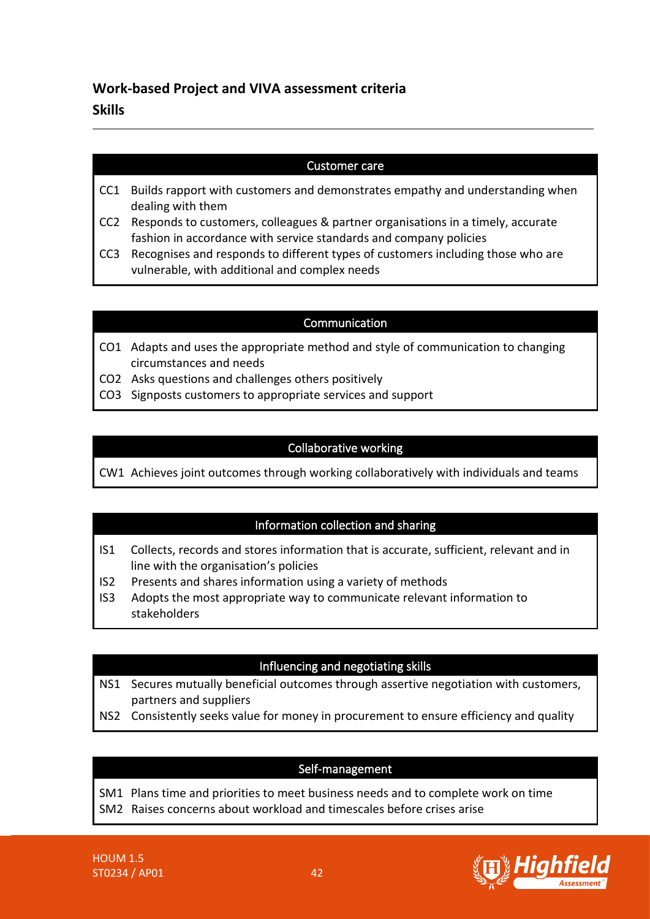## Work-based Project and VIVA assessment criteria

### Skills

| Customer care | |
|---|---|
| CC1 | Builds rapport with customers and demonstrates empathy and understanding when dealing with them |
| CC2 | Responds to customers, colleagues & partner organisations in a timely, accurate fashion in accordance with service standards and company policies |
| CC3 | Recognises and responds to different types of customers including those who are vulnerable, with additional and complex needs |

| Communication | |
|---|---|
| CO1 | Adapts and uses the appropriate method and style of communication to changing circumstances and needs |
| CO2 | Asks questions and challenges others positively |
| CO3 | Signposts customers to appropriate services and support |

| Collaborative working | |
|---|---|
| CW1 | Achieves joint outcomes through working collaboratively with individuals and teams |

| Information collection and sharing | |
|---|---|
| IS1 | Collects, records and stores information that is accurate, sufficient, relevant and in line with the organisation's policies |
| IS2 | Presents and shares information using a variety of methods |
| IS3 | Adopts the most appropriate way to communicate relevant information to stakeholders |

| Influencing and negotiating skills | |
|---|---|
| NS1 | Secures mutually beneficial outcomes through assertive negotiation with customers, partners and suppliers |
| NS2 | Consistently seeks value for money in procurement to ensure efficiency and quality |

| Self-management | |
|---|---|
| SM1 | Plans time and priorities to meet business needs and to complete work on time |
| SM2 | Raises concerns about workload and timescales before crises arise |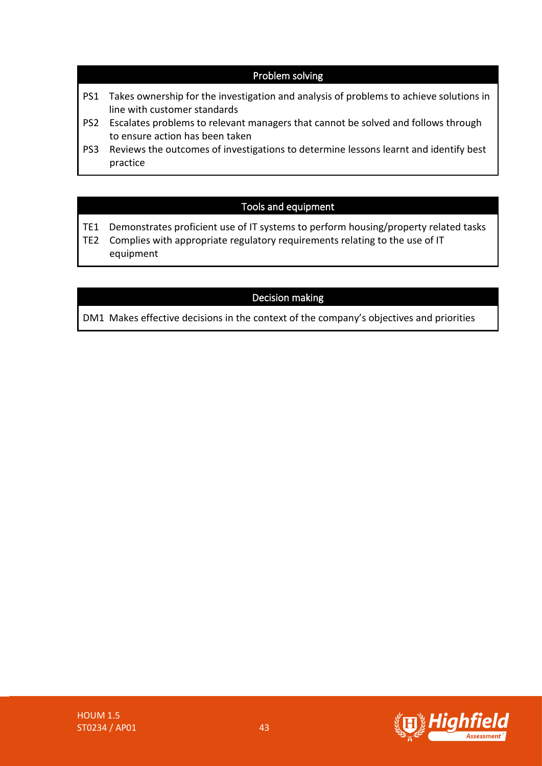| Problem solving |
| --- |
| PS1 Takes ownership for the investigation and analysis of problems to achieve solutions in line with customer standards<br>PS2 Escalates problems to relevant managers that cannot be solved and follows through to ensure action has been taken<br>PS3 Reviews the outcomes of investigations to determine lessons learnt and identify best practice |

| Tools and equipment |
| --- |
| TE1 Demonstrates proficient use of IT systems to perform housing/property related tasks<br>TE2 Complies with appropriate regulatory requirements relating to the use of IT equipment |

| Decision making |
| --- |
| DM1 Makes effective decisions in the context of the company's objectives and priorities |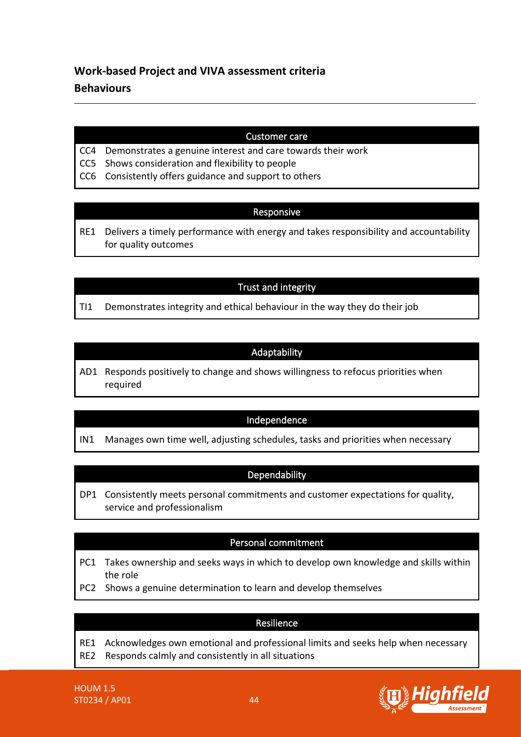## Work-based Project and VIVA assessment criteria

## Behaviours

| Customer care | |
|---|---|
| CC4 | Demonstrates a genuine interest and care towards their work |
| CC5 | Shows consideration and flexibility to people |
| CC6 | Consistently offers guidance and support to others |

| Responsive | |
|---|---|
| RE1 | Delivers a timely performance with energy and takes responsibility and accountability for quality outcomes |

| Trust and integrity | |
|---|---|
| TI1 | Demonstrates integrity and ethical behaviour in the way they do their job |

| Adaptability | |
|---|---|
| AD1 | Responds positively to change and shows willingness to refocus priorities when required |

| Independence | |
|---|---|
| IN1 | Manages own time well, adjusting schedules, tasks and priorities when necessary |

| Dependability | |
|---|---|
| DP1 | Consistently meets personal commitments and customer expectations for quality, service and professionalism |

| Personal commitment | |
|---|---|
| PC1 | Takes ownership and seeks ways in which to develop own knowledge and skills within the role |
| PC2 | Shows a genuine determination to learn and develop themselves |

| Resilience | |
|---|---|
| RE1 | Acknowledges own emotional and professional limits and seeks help when necessary |
| RE2 | Responds calmly and consistently in all situations |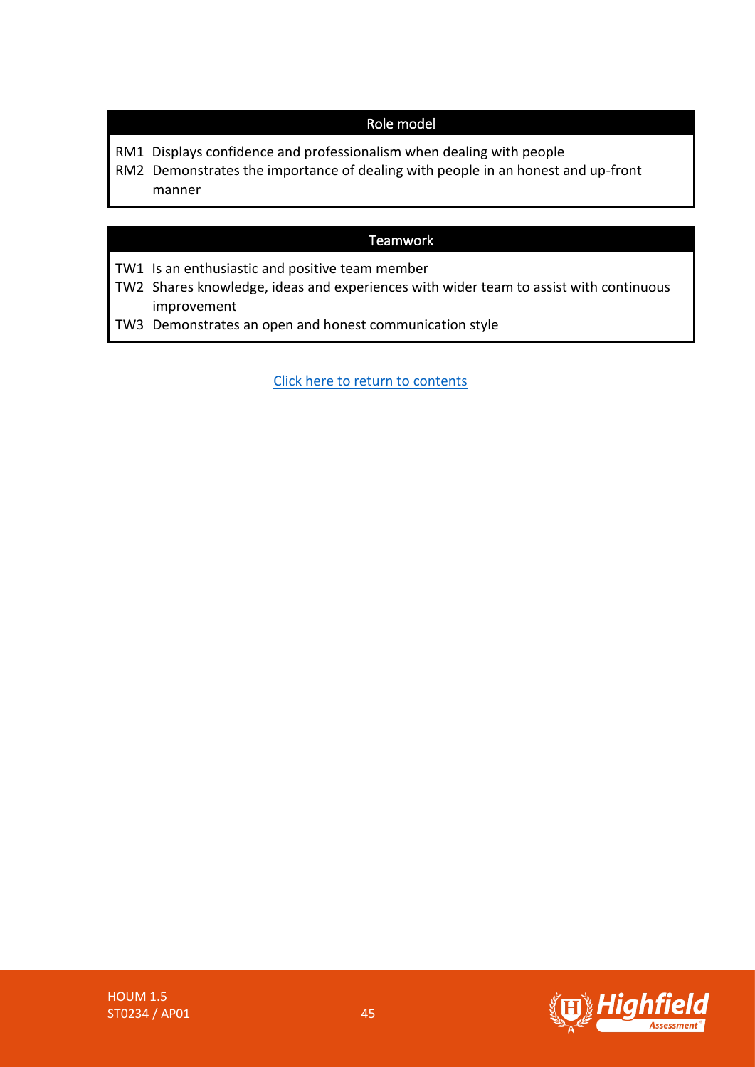| Role model |
| --- |
| RM1 Displays confidence and professionalism when dealing with people<br>RM2 Demonstrates the importance of dealing with people in an honest and up-front manner |

| Teamwork |
| --- |
| TW1 Is an enthusiastic and positive team member<br>TW2 Shares knowledge, ideas and experiences with wider team to assist with continuous improvement<br>TW3 Demonstrates an open and honest communication style |

Click here to return to contents